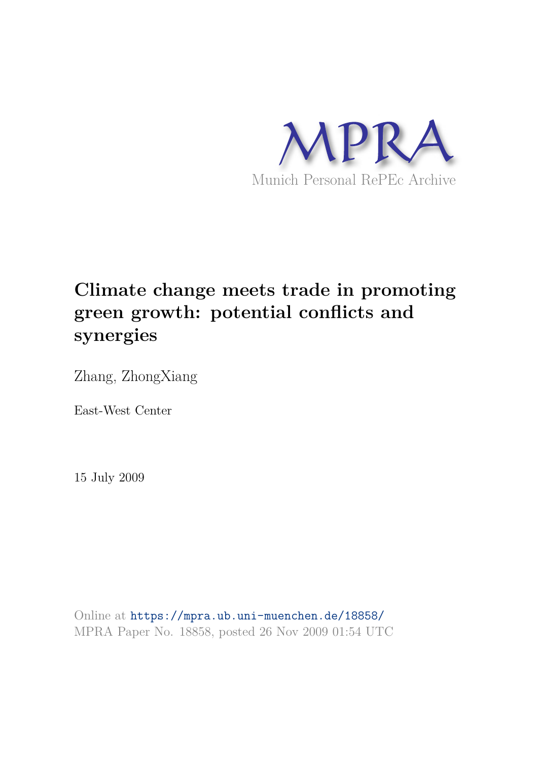MPRA

Munich Personal RePEc Archive

# Climate change meets trade in promoting green growth: potential conflicts and synergies

Zhang, ZhongXiang

East-West Center

15 July 2009

Online at https://mpra.ub.uni-muenchen.de/18858/

MPRA Paper No. 18858, posted 26 Nov 2009 01:54 UTC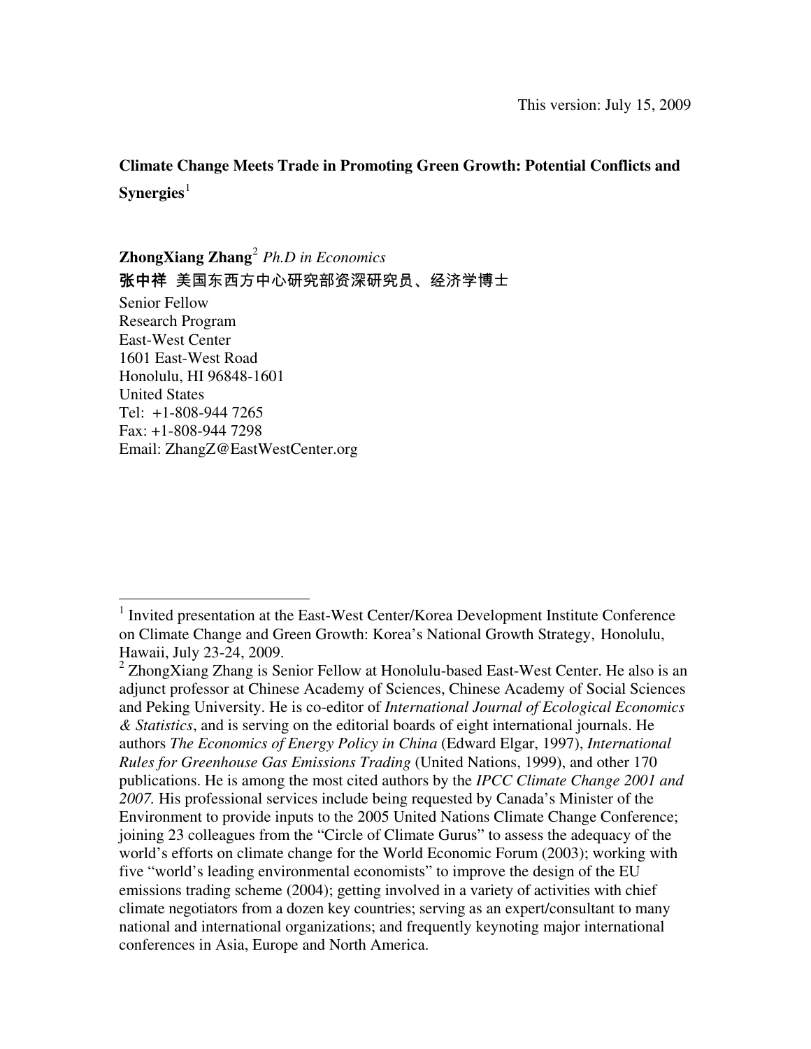This version: July 15, 2009

**Climate Change Meets Trade in Promoting Green Growth: Potential Conflicts and Synergies**[1]

**ZhongXiang Zhang**[2] *Ph.D in Economics*

**张中祥** 美国东西方中心研究部资深研究员、经济学博士

Senior Fellow
Research Program
East-West Center
1601 East-West Road
Honolulu, HI 96848-1601
United States
Tel: +1-808-944 7265
Fax: +1-808-944 7298
Email: ZhangZ@EastWestCenter.org

---

[1] Invited presentation at the East-West Center/Korea Development Institute Conference on Climate Change and Green Growth: Korea's National Growth Strategy, Honolulu, Hawaii, July 23-24, 2009.

[2] ZhongXiang Zhang is Senior Fellow at Honolulu-based East-West Center. He also is an adjunct professor at Chinese Academy of Sciences, Chinese Academy of Social Sciences and Peking University. He is co-editor of *International Journal of Ecological Economics & Statistics*, and is serving on the editorial boards of eight international journals. He authors *The Economics of Energy Policy in China* (Edward Elgar, 1997), *International Rules for Greenhouse Gas Emissions Trading* (United Nations, 1999), and other 170 publications. He is among the most cited authors by the *IPCC Climate Change 2001 and 2007.* His professional services include being requested by Canada's Minister of the Environment to provide inputs to the 2005 United Nations Climate Change Conference; joining 23 colleagues from the "Circle of Climate Gurus" to assess the adequacy of the world's efforts on climate change for the World Economic Forum (2003); working with five "world's leading environmental economists" to improve the design of the EU emissions trading scheme (2004); getting involved in a variety of activities with chief climate negotiators from a dozen key countries; serving as an expert/consultant to many national and international organizations; and frequently keynoting major international conferences in Asia, Europe and North America.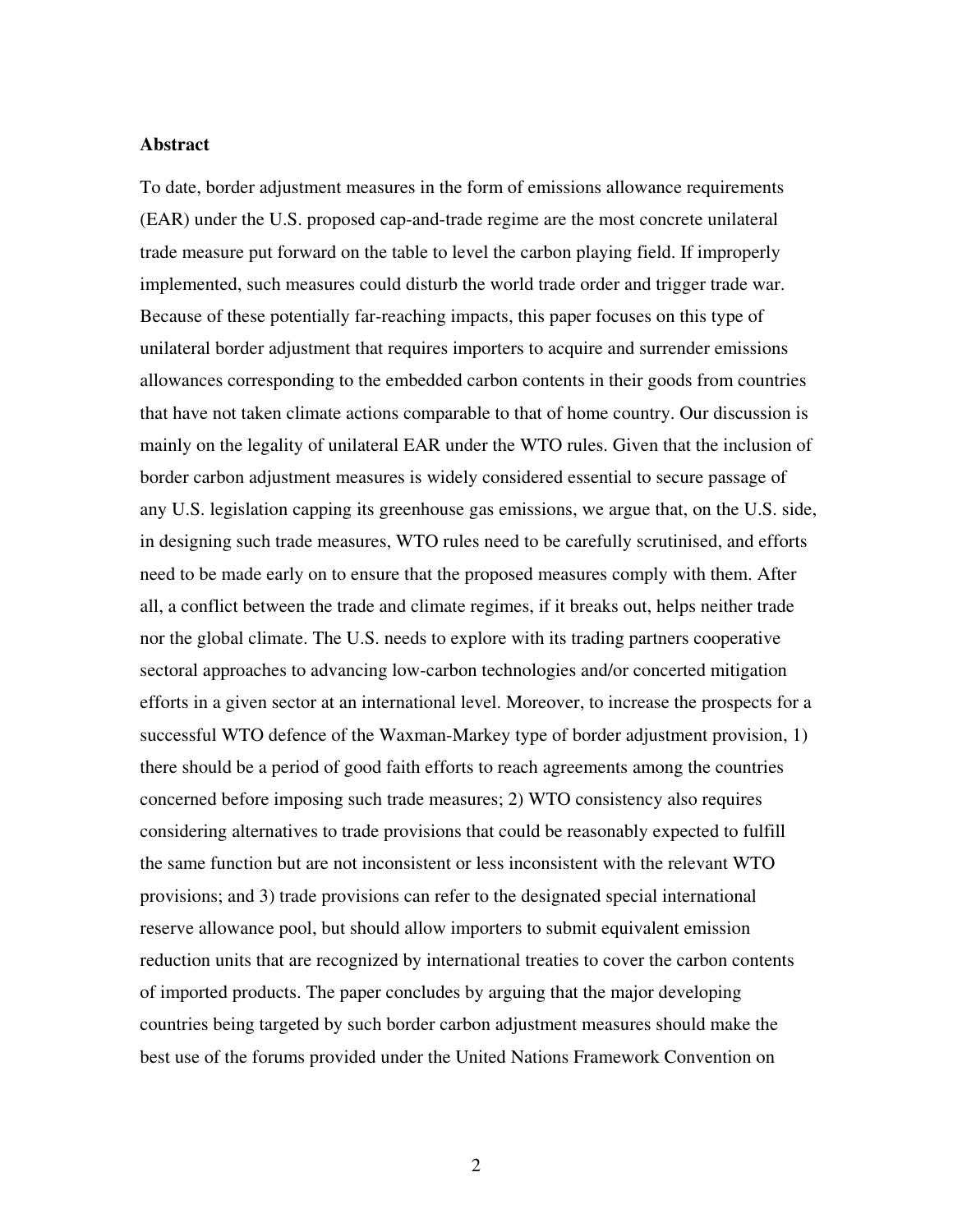**Abstract**

To date, border adjustment measures in the form of emissions allowance requirements (EAR) under the U.S. proposed cap-and-trade regime are the most concrete unilateral trade measure put forward on the table to level the carbon playing field. If improperly implemented, such measures could disturb the world trade order and trigger trade war. Because of these potentially far-reaching impacts, this paper focuses on this type of unilateral border adjustment that requires importers to acquire and surrender emissions allowances corresponding to the embedded carbon contents in their goods from countries that have not taken climate actions comparable to that of home country. Our discussion is mainly on the legality of unilateral EAR under the WTO rules. Given that the inclusion of border carbon adjustment measures is widely considered essential to secure passage of any U.S. legislation capping its greenhouse gas emissions, we argue that, on the U.S. side, in designing such trade measures, WTO rules need to be carefully scrutinised, and efforts need to be made early on to ensure that the proposed measures comply with them. After all, a conflict between the trade and climate regimes, if it breaks out, helps neither trade nor the global climate. The U.S. needs to explore with its trading partners cooperative sectoral approaches to advancing low-carbon technologies and/or concerted mitigation efforts in a given sector at an international level. Moreover, to increase the prospects for a successful WTO defence of the Waxman-Markey type of border adjustment provision, 1) there should be a period of good faith efforts to reach agreements among the countries concerned before imposing such trade measures; 2) WTO consistency also requires considering alternatives to trade provisions that could be reasonably expected to fulfill the same function but are not inconsistent or less inconsistent with the relevant WTO provisions; and 3) trade provisions can refer to the designated special international reserve allowance pool, but should allow importers to submit equivalent emission reduction units that are recognized by international treaties to cover the carbon contents of imported products. The paper concludes by arguing that the major developing countries being targeted by such border carbon adjustment measures should make the best use of the forums provided under the United Nations Framework Convention on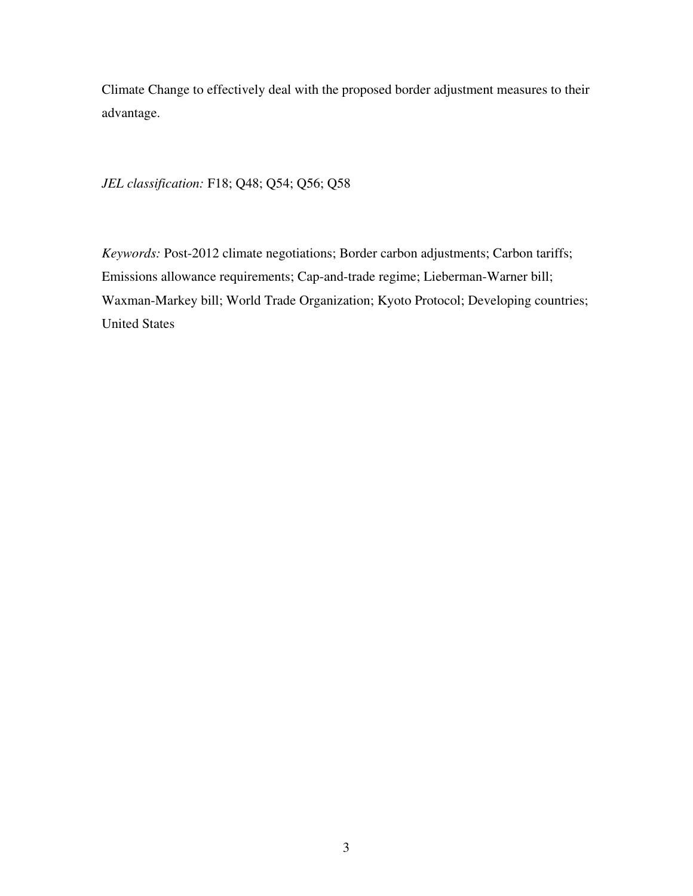Climate Change to effectively deal with the proposed border adjustment measures to their advantage.

*JEL classification:* F18; Q48; Q54; Q56; Q58

*Keywords:* Post-2012 climate negotiations; Border carbon adjustments; Carbon tariffs; Emissions allowance requirements; Cap-and-trade regime; Lieberman-Warner bill; Waxman-Markey bill; World Trade Organization; Kyoto Protocol; Developing countries; United States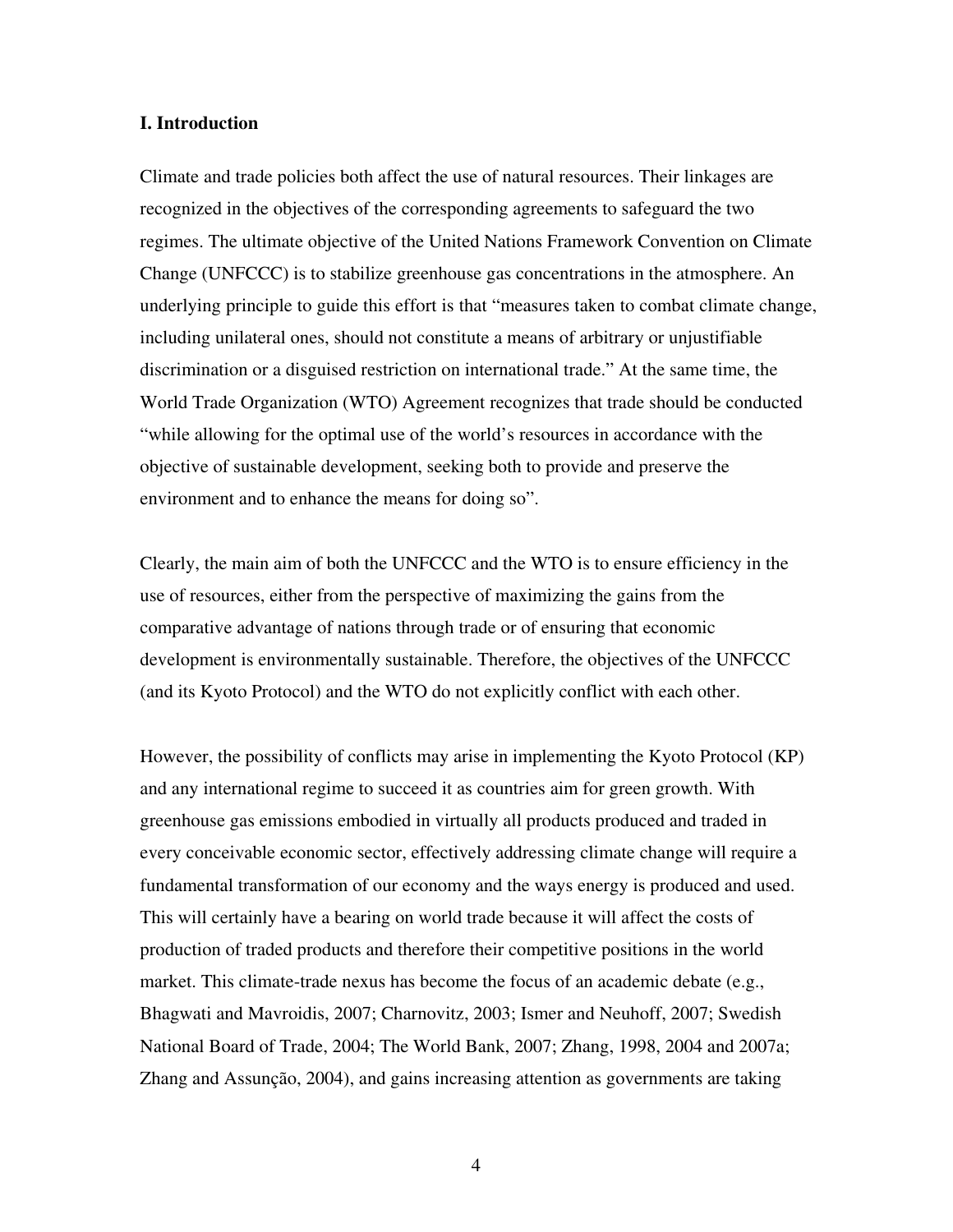## I. Introduction

Climate and trade policies both affect the use of natural resources. Their linkages are recognized in the objectives of the corresponding agreements to safeguard the two regimes. The ultimate objective of the United Nations Framework Convention on Climate Change (UNFCCC) is to stabilize greenhouse gas concentrations in the atmosphere. An underlying principle to guide this effort is that "measures taken to combat climate change, including unilateral ones, should not constitute a means of arbitrary or unjustifiable discrimination or a disguised restriction on international trade." At the same time, the World Trade Organization (WTO) Agreement recognizes that trade should be conducted "while allowing for the optimal use of the world's resources in accordance with the objective of sustainable development, seeking both to provide and preserve the environment and to enhance the means for doing so".

Clearly, the main aim of both the UNFCCC and the WTO is to ensure efficiency in the use of resources, either from the perspective of maximizing the gains from the comparative advantage of nations through trade or of ensuring that economic development is environmentally sustainable. Therefore, the objectives of the UNFCCC (and its Kyoto Protocol) and the WTO do not explicitly conflict with each other.

However, the possibility of conflicts may arise in implementing the Kyoto Protocol (KP) and any international regime to succeed it as countries aim for green growth. With greenhouse gas emissions embodied in virtually all products produced and traded in every conceivable economic sector, effectively addressing climate change will require a fundamental transformation of our economy and the ways energy is produced and used. This will certainly have a bearing on world trade because it will affect the costs of production of traded products and therefore their competitive positions in the world market. This climate-trade nexus has become the focus of an academic debate (e.g., Bhagwati and Mavroidis, 2007; Charnovitz, 2003; Ismer and Neuhoff, 2007; Swedish National Board of Trade, 2004; The World Bank, 2007; Zhang, 1998, 2004 and 2007a; Zhang and Assunção, 2004), and gains increasing attention as governments are taking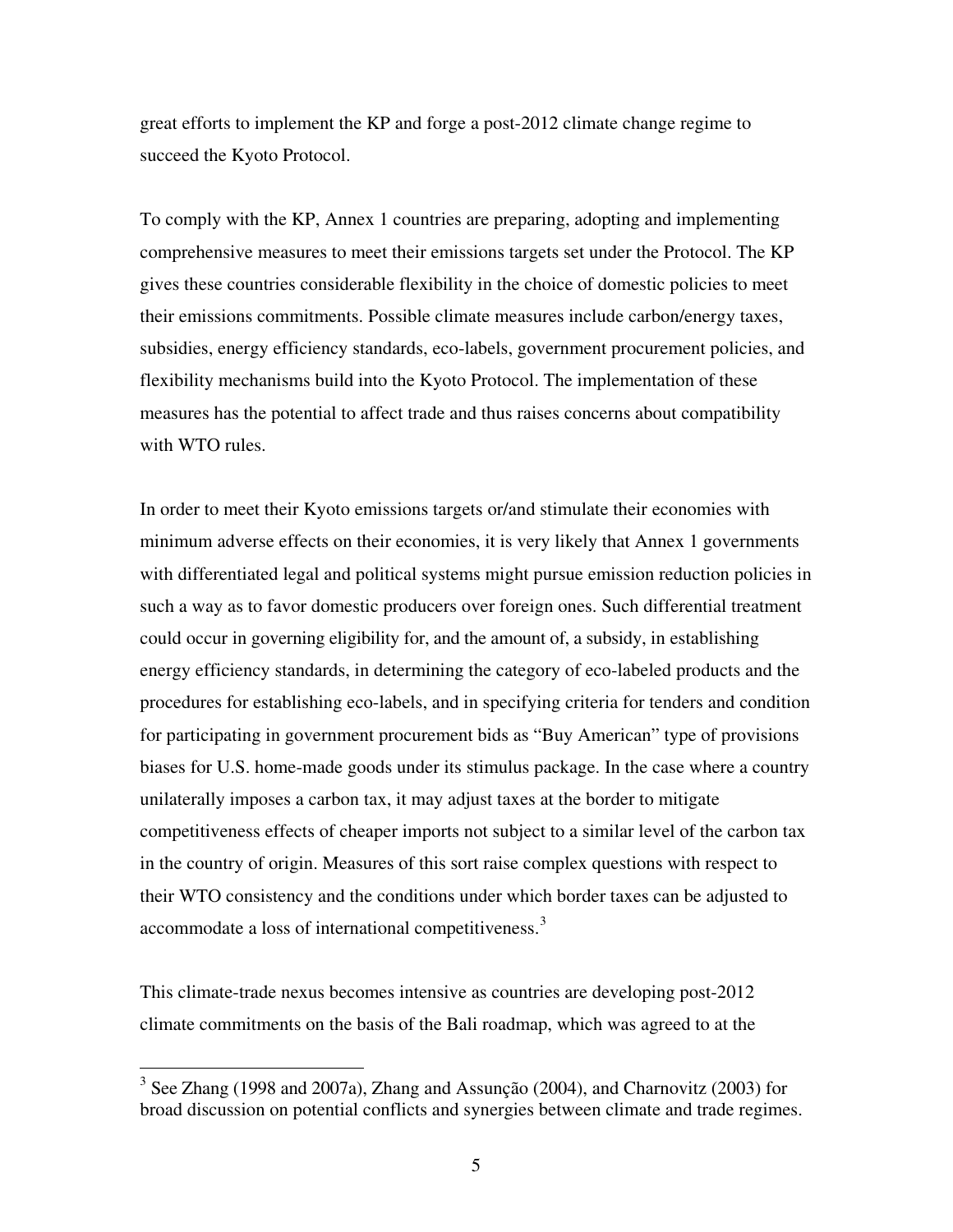great efforts to implement the KP and forge a post-2012 climate change regime to succeed the Kyoto Protocol.

To comply with the KP, Annex 1 countries are preparing, adopting and implementing comprehensive measures to meet their emissions targets set under the Protocol. The KP gives these countries considerable flexibility in the choice of domestic policies to meet their emissions commitments. Possible climate measures include carbon/energy taxes, subsidies, energy efficiency standards, eco-labels, government procurement policies, and flexibility mechanisms build into the Kyoto Protocol. The implementation of these measures has the potential to affect trade and thus raises concerns about compatibility with WTO rules.

In order to meet their Kyoto emissions targets or/and stimulate their economies with minimum adverse effects on their economies, it is very likely that Annex 1 governments with differentiated legal and political systems might pursue emission reduction policies in such a way as to favor domestic producers over foreign ones. Such differential treatment could occur in governing eligibility for, and the amount of, a subsidy, in establishing energy efficiency standards, in determining the category of eco-labeled products and the procedures for establishing eco-labels, and in specifying criteria for tenders and condition for participating in government procurement bids as "Buy American" type of provisions biases for U.S. home-made goods under its stimulus package. In the case where a country unilaterally imposes a carbon tax, it may adjust taxes at the border to mitigate competitiveness effects of cheaper imports not subject to a similar level of the carbon tax in the country of origin. Measures of this sort raise complex questions with respect to their WTO consistency and the conditions under which border taxes can be adjusted to accommodate a loss of international competitiveness.[3]

This climate-trade nexus becomes intensive as countries are developing post-2012 climate commitments on the basis of the Bali roadmap, which was agreed to at the

[3] See Zhang (1998 and 2007a), Zhang and Assunção (2004), and Charnovitz (2003) for broad discussion on potential conflicts and synergies between climate and trade regimes.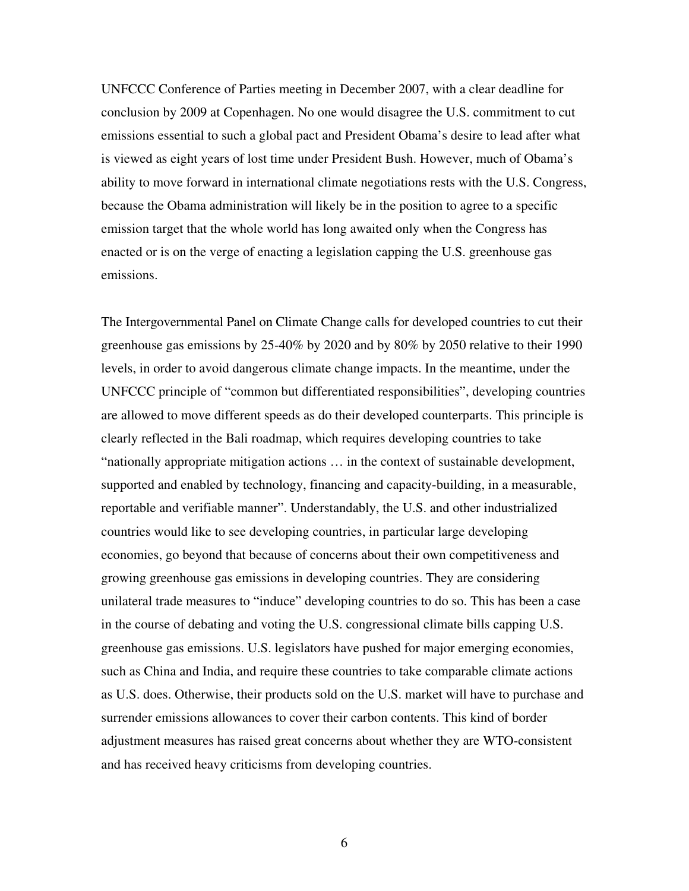UNFCCC Conference of Parties meeting in December 2007, with a clear deadline for conclusion by 2009 at Copenhagen. No one would disagree the U.S. commitment to cut emissions essential to such a global pact and President Obama's desire to lead after what is viewed as eight years of lost time under President Bush. However, much of Obama's ability to move forward in international climate negotiations rests with the U.S. Congress, because the Obama administration will likely be in the position to agree to a specific emission target that the whole world has long awaited only when the Congress has enacted or is on the verge of enacting a legislation capping the U.S. greenhouse gas emissions.

The Intergovernmental Panel on Climate Change calls for developed countries to cut their greenhouse gas emissions by 25-40% by 2020 and by 80% by 2050 relative to their 1990 levels, in order to avoid dangerous climate change impacts. In the meantime, under the UNFCCC principle of "common but differentiated responsibilities", developing countries are allowed to move different speeds as do their developed counterparts. This principle is clearly reflected in the Bali roadmap, which requires developing countries to take "nationally appropriate mitigation actions … in the context of sustainable development, supported and enabled by technology, financing and capacity-building, in a measurable, reportable and verifiable manner". Understandably, the U.S. and other industrialized countries would like to see developing countries, in particular large developing economies, go beyond that because of concerns about their own competitiveness and growing greenhouse gas emissions in developing countries. They are considering unilateral trade measures to "induce" developing countries to do so. This has been a case in the course of debating and voting the U.S. congressional climate bills capping U.S. greenhouse gas emissions. U.S. legislators have pushed for major emerging economies, such as China and India, and require these countries to take comparable climate actions as U.S. does. Otherwise, their products sold on the U.S. market will have to purchase and surrender emissions allowances to cover their carbon contents. This kind of border adjustment measures has raised great concerns about whether they are WTO-consistent and has received heavy criticisms from developing countries.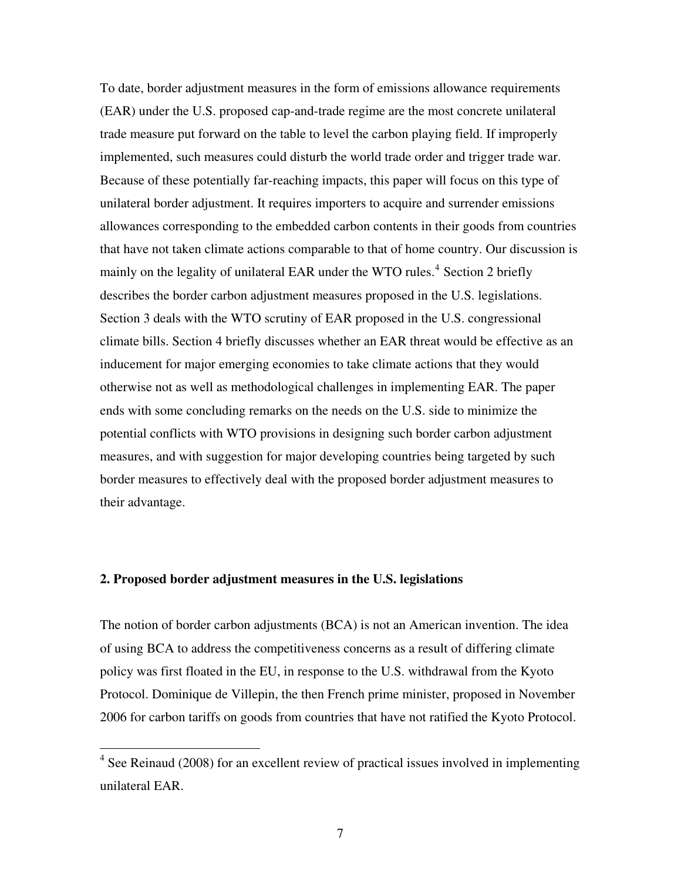To date, border adjustment measures in the form of emissions allowance requirements (EAR) under the U.S. proposed cap-and-trade regime are the most concrete unilateral trade measure put forward on the table to level the carbon playing field. If improperly implemented, such measures could disturb the world trade order and trigger trade war. Because of these potentially far-reaching impacts, this paper will focus on this type of unilateral border adjustment. It requires importers to acquire and surrender emissions allowances corresponding to the embedded carbon contents in their goods from countries that have not taken climate actions comparable to that of home country. Our discussion is mainly on the legality of unilateral EAR under the WTO rules.[4] Section 2 briefly describes the border carbon adjustment measures proposed in the U.S. legislations. Section 3 deals with the WTO scrutiny of EAR proposed in the U.S. congressional climate bills. Section 4 briefly discusses whether an EAR threat would be effective as an inducement for major emerging economies to take climate actions that they would otherwise not as well as methodological challenges in implementing EAR. The paper ends with some concluding remarks on the needs on the U.S. side to minimize the potential conflicts with WTO provisions in designing such border carbon adjustment measures, and with suggestion for major developing countries being targeted by such border measures to effectively deal with the proposed border adjustment measures to their advantage.

## 2. Proposed border adjustment measures in the U.S. legislations

The notion of border carbon adjustments (BCA) is not an American invention. The idea of using BCA to address the competitiveness concerns as a result of differing climate policy was first floated in the EU, in response to the U.S. withdrawal from the Kyoto Protocol. Dominique de Villepin, the then French prime minister, proposed in November 2006 for carbon tariffs on goods from countries that have not ratified the Kyoto Protocol.

[4] See Reinaud (2008) for an excellent review of practical issues involved in implementing unilateral EAR.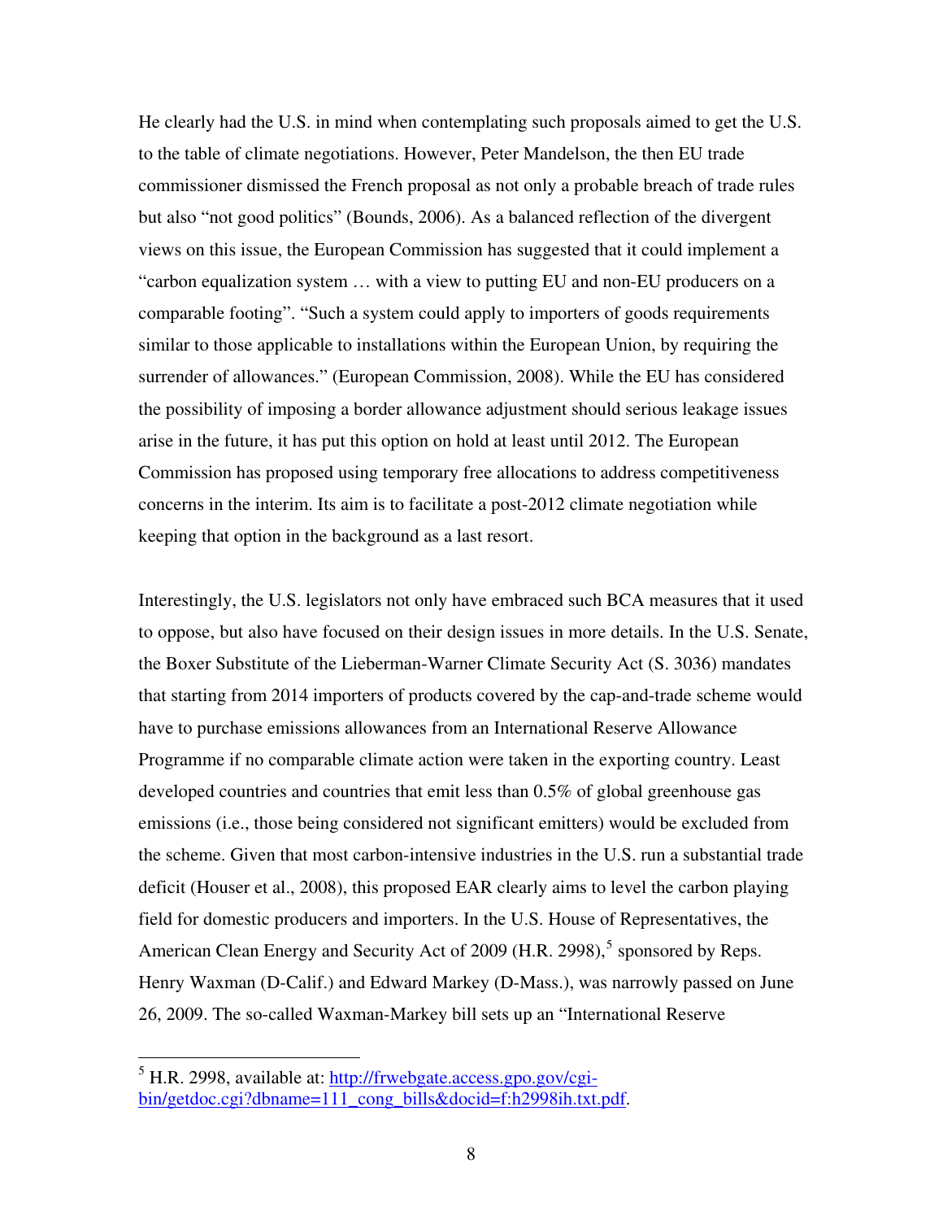He clearly had the U.S. in mind when contemplating such proposals aimed to get the U.S. to the table of climate negotiations. However, Peter Mandelson, the then EU trade commissioner dismissed the French proposal as not only a probable breach of trade rules but also "not good politics" (Bounds, 2006). As a balanced reflection of the divergent views on this issue, the European Commission has suggested that it could implement a "carbon equalization system … with a view to putting EU and non-EU producers on a comparable footing". "Such a system could apply to importers of goods requirements similar to those applicable to installations within the European Union, by requiring the surrender of allowances." (European Commission, 2008). While the EU has considered the possibility of imposing a border allowance adjustment should serious leakage issues arise in the future, it has put this option on hold at least until 2012. The European Commission has proposed using temporary free allocations to address competitiveness concerns in the interim. Its aim is to facilitate a post-2012 climate negotiation while keeping that option in the background as a last resort.

Interestingly, the U.S. legislators not only have embraced such BCA measures that it used to oppose, but also have focused on their design issues in more details. In the U.S. Senate, the Boxer Substitute of the Lieberman-Warner Climate Security Act (S. 3036) mandates that starting from 2014 importers of products covered by the cap-and-trade scheme would have to purchase emissions allowances from an International Reserve Allowance Programme if no comparable climate action were taken in the exporting country. Least developed countries and countries that emit less than 0.5% of global greenhouse gas emissions (i.e., those being considered not significant emitters) would be excluded from the scheme. Given that most carbon-intensive industries in the U.S. run a substantial trade deficit (Houser et al., 2008), this proposed EAR clearly aims to level the carbon playing field for domestic producers and importers. In the U.S. House of Representatives, the American Clean Energy and Security Act of 2009 (H.R. 2998),[5] sponsored by Reps. Henry Waxman (D-Calif.) and Edward Markey (D-Mass.), was narrowly passed on June 26, 2009. The so-called Waxman-Markey bill sets up an "International Reserve

[5] H.R. 2998, available at: http://frwebgate.access.gpo.gov/cgi-bin/getdoc.cgi?dbname=111_cong_bills&docid=f:h2998ih.txt.pdf.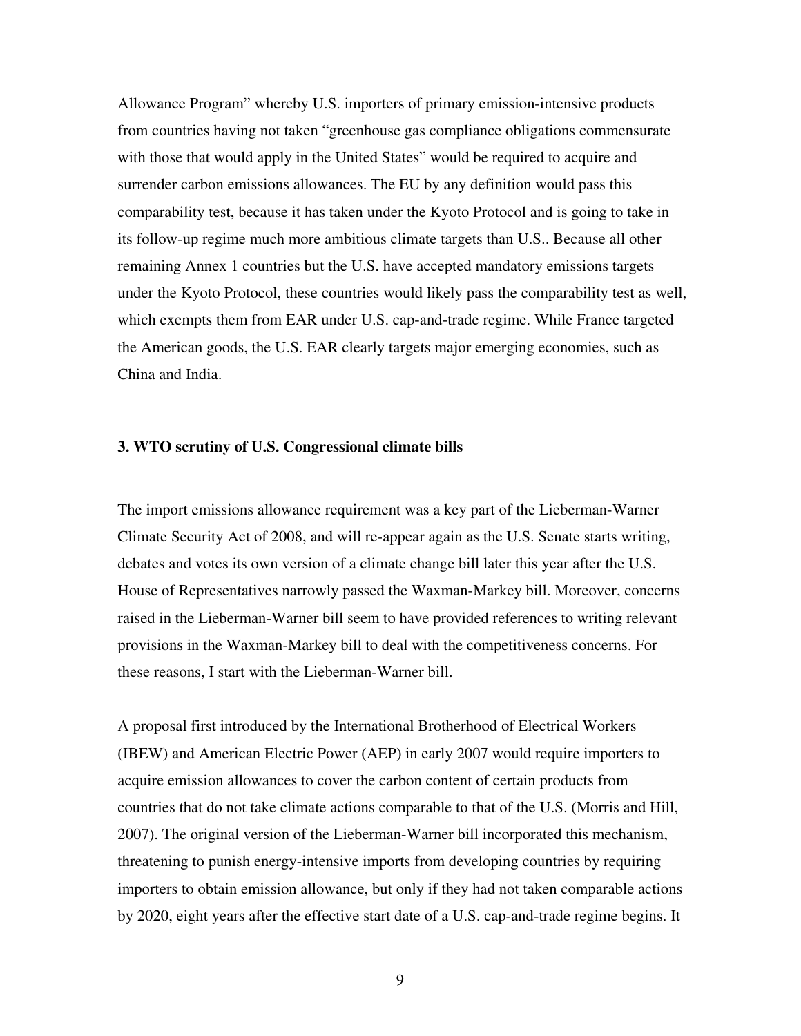Allowance Program" whereby U.S. importers of primary emission-intensive products from countries having not taken "greenhouse gas compliance obligations commensurate with those that would apply in the United States" would be required to acquire and surrender carbon emissions allowances. The EU by any definition would pass this comparability test, because it has taken under the Kyoto Protocol and is going to take in its follow-up regime much more ambitious climate targets than U.S.. Because all other remaining Annex 1 countries but the U.S. have accepted mandatory emissions targets under the Kyoto Protocol, these countries would likely pass the comparability test as well, which exempts them from EAR under U.S. cap-and-trade regime. While France targeted the American goods, the U.S. EAR clearly targets major emerging economies, such as China and India.

### 3. WTO scrutiny of U.S. Congressional climate bills

The import emissions allowance requirement was a key part of the Lieberman-Warner Climate Security Act of 2008, and will re-appear again as the U.S. Senate starts writing, debates and votes its own version of a climate change bill later this year after the U.S. House of Representatives narrowly passed the Waxman-Markey bill. Moreover, concerns raised in the Lieberman-Warner bill seem to have provided references to writing relevant provisions in the Waxman-Markey bill to deal with the competitiveness concerns. For these reasons, I start with the Lieberman-Warner bill.

A proposal first introduced by the International Brotherhood of Electrical Workers (IBEW) and American Electric Power (AEP) in early 2007 would require importers to acquire emission allowances to cover the carbon content of certain products from countries that do not take climate actions comparable to that of the U.S. (Morris and Hill, 2007). The original version of the Lieberman-Warner bill incorporated this mechanism, threatening to punish energy-intensive imports from developing countries by requiring importers to obtain emission allowance, but only if they had not taken comparable actions by 2020, eight years after the effective start date of a U.S. cap-and-trade regime begins. It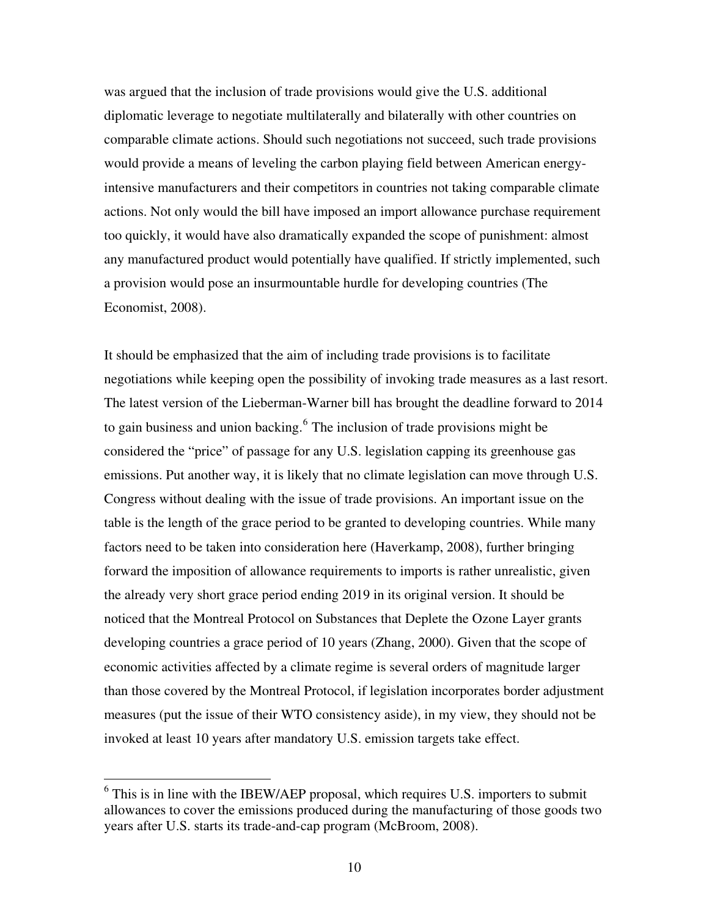was argued that the inclusion of trade provisions would give the U.S. additional diplomatic leverage to negotiate multilaterally and bilaterally with other countries on comparable climate actions. Should such negotiations not succeed, such trade provisions would provide a means of leveling the carbon playing field between American energy-intensive manufacturers and their competitors in countries not taking comparable climate actions. Not only would the bill have imposed an import allowance purchase requirement too quickly, it would have also dramatically expanded the scope of punishment: almost any manufactured product would potentially have qualified. If strictly implemented, such a provision would pose an insurmountable hurdle for developing countries (The Economist, 2008).

It should be emphasized that the aim of including trade provisions is to facilitate negotiations while keeping open the possibility of invoking trade measures as a last resort. The latest version of the Lieberman-Warner bill has brought the deadline forward to 2014 to gain business and union backing.[6] The inclusion of trade provisions might be considered the "price" of passage for any U.S. legislation capping its greenhouse gas emissions. Put another way, it is likely that no climate legislation can move through U.S. Congress without dealing with the issue of trade provisions. An important issue on the table is the length of the grace period to be granted to developing countries. While many factors need to be taken into consideration here (Haverkamp, 2008), further bringing forward the imposition of allowance requirements to imports is rather unrealistic, given the already very short grace period ending 2019 in its original version. It should be noticed that the Montreal Protocol on Substances that Deplete the Ozone Layer grants developing countries a grace period of 10 years (Zhang, 2000). Given that the scope of economic activities affected by a climate regime is several orders of magnitude larger than those covered by the Montreal Protocol, if legislation incorporates border adjustment measures (put the issue of their WTO consistency aside), in my view, they should not be invoked at least 10 years after mandatory U.S. emission targets take effect.

[6] This is in line with the IBEW/AEP proposal, which requires U.S. importers to submit allowances to cover the emissions produced during the manufacturing of those goods two years after U.S. starts its trade-and-cap program (McBroom, 2008).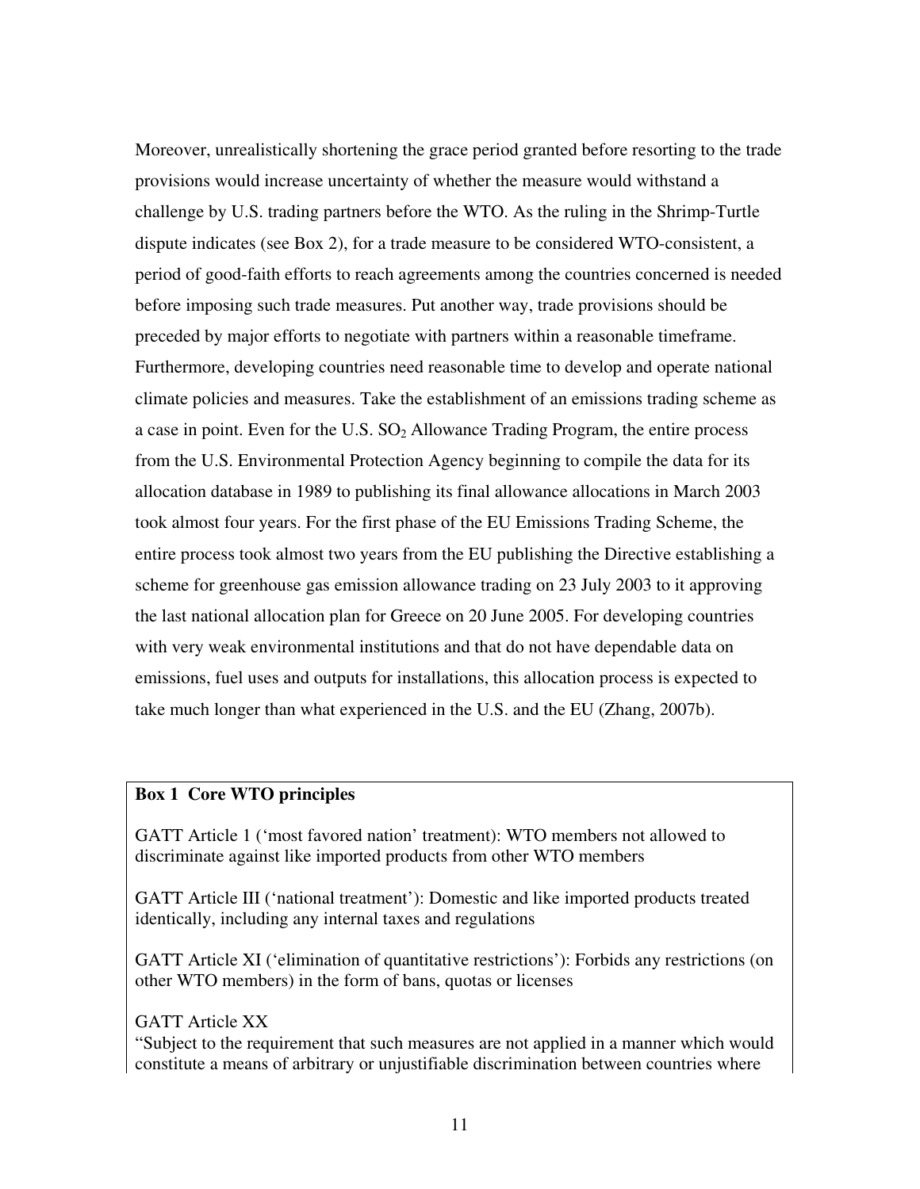Moreover, unrealistically shortening the grace period granted before resorting to the trade provisions would increase uncertainty of whether the measure would withstand a challenge by U.S. trading partners before the WTO. As the ruling in the Shrimp-Turtle dispute indicates (see Box 2), for a trade measure to be considered WTO-consistent, a period of good-faith efforts to reach agreements among the countries concerned is needed before imposing such trade measures. Put another way, trade provisions should be preceded by major efforts to negotiate with partners within a reasonable timeframe. Furthermore, developing countries need reasonable time to develop and operate national climate policies and measures. Take the establishment of an emissions trading scheme as a case in point. Even for the U.S. $SO_2$ Allowance Trading Program, the entire process from the U.S. Environmental Protection Agency beginning to compile the data for its allocation database in 1989 to publishing its final allowance allocations in March 2003 took almost four years. For the first phase of the EU Emissions Trading Scheme, the entire process took almost two years from the EU publishing the Directive establishing a scheme for greenhouse gas emission allowance trading on 23 July 2003 to it approving the last national allocation plan for Greece on 20 June 2005. For developing countries with very weak environmental institutions and that do not have dependable data on emissions, fuel uses and outputs for installations, this allocation process is expected to take much longer than what experienced in the U.S. and the EU (Zhang, 2007b).

**Box 1 Core WTO principles**

GATT Article 1 ('most favored nation' treatment): WTO members not allowed to discriminate against like imported products from other WTO members

GATT Article III ('national treatment'): Domestic and like imported products treated identically, including any internal taxes and regulations

GATT Article XI ('elimination of quantitative restrictions'): Forbids any restrictions (on other WTO members) in the form of bans, quotas or licenses

GATT Article XX

"Subject to the requirement that such measures are not applied in a manner which would constitute a means of arbitrary or unjustifiable discrimination between countries where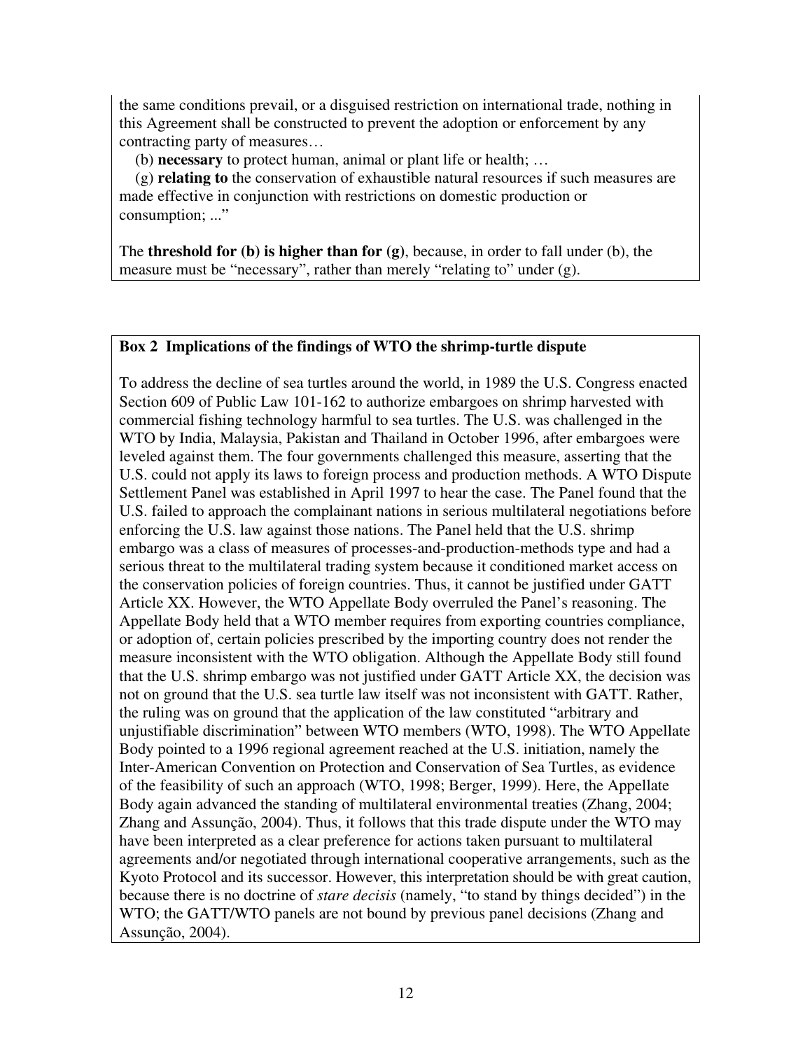the same conditions prevail, or a disguised restriction on international trade, nothing in this Agreement shall be constructed to prevent the adoption or enforcement by any contracting party of measures…

(b) **necessary** to protect human, animal or plant life or health; …

(g) **relating to** the conservation of exhaustible natural resources if such measures are made effective in conjunction with restrictions on domestic production or consumption; ..."

The **threshold for (b) is higher than for (g)**, because, in order to fall under (b), the measure must be "necessary", rather than merely "relating to" under (g).

**Box 2 Implications of the findings of WTO the shrimp-turtle dispute**

To address the decline of sea turtles around the world, in 1989 the U.S. Congress enacted Section 609 of Public Law 101-162 to authorize embargoes on shrimp harvested with commercial fishing technology harmful to sea turtles. The U.S. was challenged in the WTO by India, Malaysia, Pakistan and Thailand in October 1996, after embargoes were leveled against them. The four governments challenged this measure, asserting that the U.S. could not apply its laws to foreign process and production methods. A WTO Dispute Settlement Panel was established in April 1997 to hear the case. The Panel found that the U.S. failed to approach the complainant nations in serious multilateral negotiations before enforcing the U.S. law against those nations. The Panel held that the U.S. shrimp embargo was a class of measures of processes-and-production-methods type and had a serious threat to the multilateral trading system because it conditioned market access on the conservation policies of foreign countries. Thus, it cannot be justified under GATT Article XX. However, the WTO Appellate Body overruled the Panel's reasoning. The Appellate Body held that a WTO member requires from exporting countries compliance, or adoption of, certain policies prescribed by the importing country does not render the measure inconsistent with the WTO obligation. Although the Appellate Body still found that the U.S. shrimp embargo was not justified under GATT Article XX, the decision was not on ground that the U.S. sea turtle law itself was not inconsistent with GATT. Rather, the ruling was on ground that the application of the law constituted "arbitrary and unjustifiable discrimination" between WTO members (WTO, 1998). The WTO Appellate Body pointed to a 1996 regional agreement reached at the U.S. initiation, namely the Inter-American Convention on Protection and Conservation of Sea Turtles, as evidence of the feasibility of such an approach (WTO, 1998; Berger, 1999). Here, the Appellate Body again advanced the standing of multilateral environmental treaties (Zhang, 2004; Zhang and Assunção, 2004). Thus, it follows that this trade dispute under the WTO may have been interpreted as a clear preference for actions taken pursuant to multilateral agreements and/or negotiated through international cooperative arrangements, such as the Kyoto Protocol and its successor. However, this interpretation should be with great caution, because there is no doctrine of *stare decisis* (namely, "to stand by things decided") in the WTO; the GATT/WTO panels are not bound by previous panel decisions (Zhang and Assunção, 2004).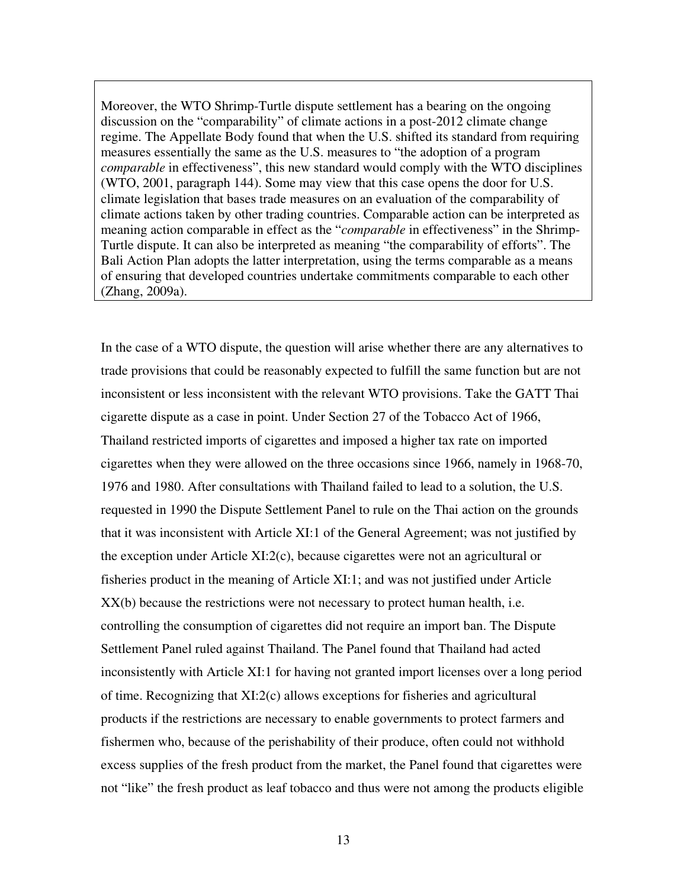> Moreover, the WTO Shrimp-Turtle dispute settlement has a bearing on the ongoing discussion on the "comparability" of climate actions in a post-2012 climate change regime. The Appellate Body found that when the U.S. shifted its standard from requiring measures essentially the same as the U.S. measures to "the adoption of a program *comparable* in effectiveness", this new standard would comply with the WTO disciplines (WTO, 2001, paragraph 144). Some may view that this case opens the door for U.S. climate legislation that bases trade measures on an evaluation of the comparability of climate actions taken by other trading countries. Comparable action can be interpreted as meaning action comparable in effect as the "*comparable* in effectiveness" in the Shrimp-Turtle dispute. It can also be interpreted as meaning "the comparability of efforts". The Bali Action Plan adopts the latter interpretation, using the terms comparable as a means of ensuring that developed countries undertake commitments comparable to each other (Zhang, 2009a).

In the case of a WTO dispute, the question will arise whether there are any alternatives to trade provisions that could be reasonably expected to fulfill the same function but are not inconsistent or less inconsistent with the relevant WTO provisions. Take the GATT Thai cigarette dispute as a case in point. Under Section 27 of the Tobacco Act of 1966, Thailand restricted imports of cigarettes and imposed a higher tax rate on imported cigarettes when they were allowed on the three occasions since 1966, namely in 1968-70, 1976 and 1980. After consultations with Thailand failed to lead to a solution, the U.S. requested in 1990 the Dispute Settlement Panel to rule on the Thai action on the grounds that it was inconsistent with Article XI:1 of the General Agreement; was not justified by the exception under Article XI:2(c), because cigarettes were not an agricultural or fisheries product in the meaning of Article XI:1; and was not justified under Article XX(b) because the restrictions were not necessary to protect human health, i.e. controlling the consumption of cigarettes did not require an import ban. The Dispute Settlement Panel ruled against Thailand. The Panel found that Thailand had acted inconsistently with Article XI:1 for having not granted import licenses over a long period of time. Recognizing that XI:2(c) allows exceptions for fisheries and agricultural products if the restrictions are necessary to enable governments to protect farmers and fishermen who, because of the perishability of their produce, often could not withhold excess supplies of the fresh product from the market, the Panel found that cigarettes were not "like" the fresh product as leaf tobacco and thus were not among the products eligible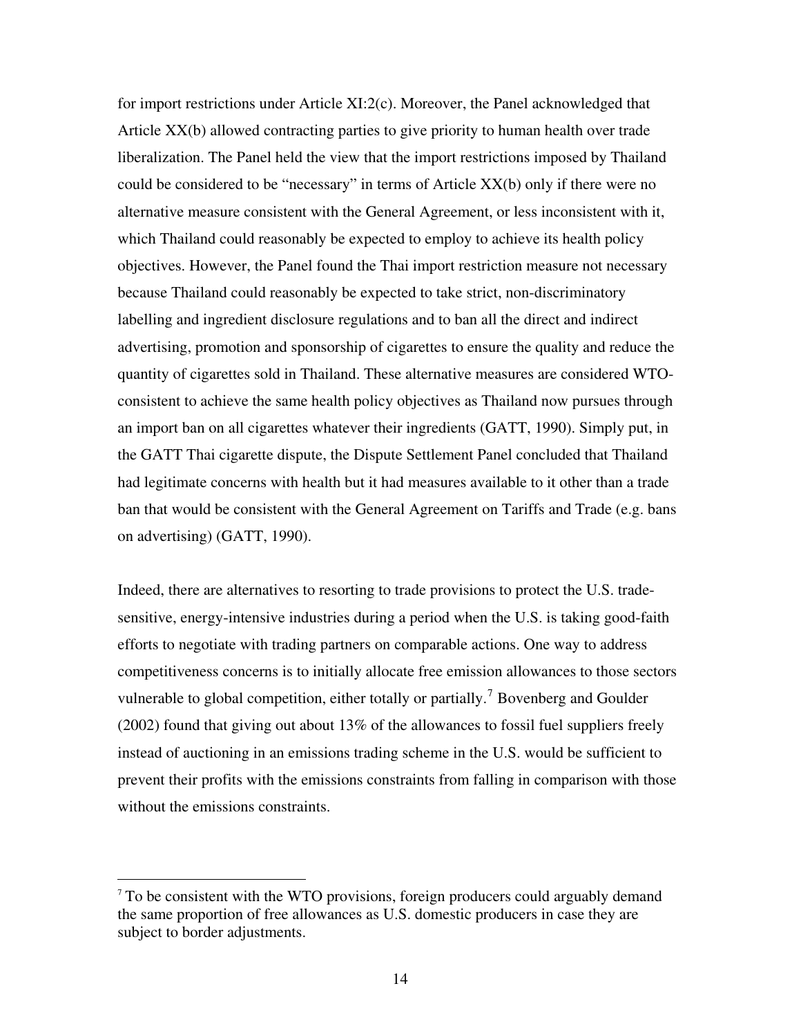for import restrictions under Article XI:2(c). Moreover, the Panel acknowledged that Article XX(b) allowed contracting parties to give priority to human health over trade liberalization. The Panel held the view that the import restrictions imposed by Thailand could be considered to be "necessary" in terms of Article XX(b) only if there were no alternative measure consistent with the General Agreement, or less inconsistent with it, which Thailand could reasonably be expected to employ to achieve its health policy objectives. However, the Panel found the Thai import restriction measure not necessary because Thailand could reasonably be expected to take strict, non-discriminatory labelling and ingredient disclosure regulations and to ban all the direct and indirect advertising, promotion and sponsorship of cigarettes to ensure the quality and reduce the quantity of cigarettes sold in Thailand. These alternative measures are considered WTO-consistent to achieve the same health policy objectives as Thailand now pursues through an import ban on all cigarettes whatever their ingredients (GATT, 1990). Simply put, in the GATT Thai cigarette dispute, the Dispute Settlement Panel concluded that Thailand had legitimate concerns with health but it had measures available to it other than a trade ban that would be consistent with the General Agreement on Tariffs and Trade (e.g. bans on advertising) (GATT, 1990).

Indeed, there are alternatives to resorting to trade provisions to protect the U.S. trade-sensitive, energy-intensive industries during a period when the U.S. is taking good-faith efforts to negotiate with trading partners on comparable actions. One way to address competitiveness concerns is to initially allocate free emission allowances to those sectors vulnerable to global competition, either totally or partially.[7] Bovenberg and Goulder (2002) found that giving out about 13% of the allowances to fossil fuel suppliers freely instead of auctioning in an emissions trading scheme in the U.S. would be sufficient to prevent their profits with the emissions constraints from falling in comparison with those without the emissions constraints.

[7] To be consistent with the WTO provisions, foreign producers could arguably demand the same proportion of free allowances as U.S. domestic producers in case they are subject to border adjustments.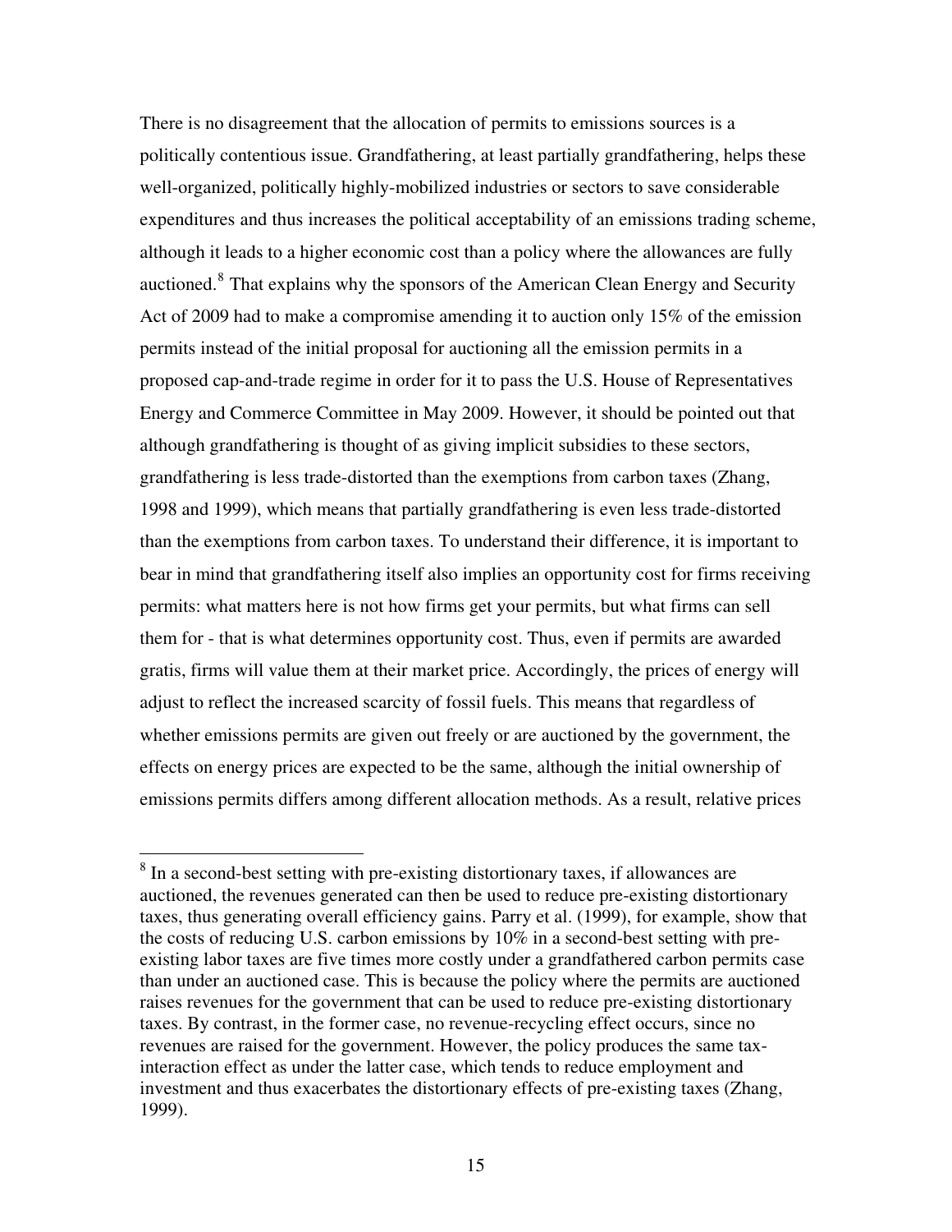There is no disagreement that the allocation of permits to emissions sources is a politically contentious issue. Grandfathering, at least partially grandfathering, helps these well-organized, politically highly-mobilized industries or sectors to save considerable expenditures and thus increases the political acceptability of an emissions trading scheme, although it leads to a higher economic cost than a policy where the allowances are fully auctioned.[8] That explains why the sponsors of the American Clean Energy and Security Act of 2009 had to make a compromise amending it to auction only 15% of the emission permits instead of the initial proposal for auctioning all the emission permits in a proposed cap-and-trade regime in order for it to pass the U.S. House of Representatives Energy and Commerce Committee in May 2009. However, it should be pointed out that although grandfathering is thought of as giving implicit subsidies to these sectors, grandfathering is less trade-distorted than the exemptions from carbon taxes (Zhang, 1998 and 1999), which means that partially grandfathering is even less trade-distorted than the exemptions from carbon taxes. To understand their difference, it is important to bear in mind that grandfathering itself also implies an opportunity cost for firms receiving permits: what matters here is not how firms get your permits, but what firms can sell them for - that is what determines opportunity cost. Thus, even if permits are awarded gratis, firms will value them at their market price. Accordingly, the prices of energy will adjust to reflect the increased scarcity of fossil fuels. This means that regardless of whether emissions permits are given out freely or are auctioned by the government, the effects on energy prices are expected to be the same, although the initial ownership of emissions permits differs among different allocation methods. As a result, relative prices

[8] In a second-best setting with pre-existing distortionary taxes, if allowances are auctioned, the revenues generated can then be used to reduce pre-existing distortionary taxes, thus generating overall efficiency gains. Parry et al. (1999), for example, show that the costs of reducing U.S. carbon emissions by 10% in a second-best setting with pre-existing labor taxes are five times more costly under a grandfathered carbon permits case than under an auctioned case. This is because the policy where the permits are auctioned raises revenues for the government that can be used to reduce pre-existing distortionary taxes. By contrast, in the former case, no revenue-recycling effect occurs, since no revenues are raised for the government. However, the policy produces the same tax-interaction effect as under the latter case, which tends to reduce employment and investment and thus exacerbates the distortionary effects of pre-existing taxes (Zhang, 1999).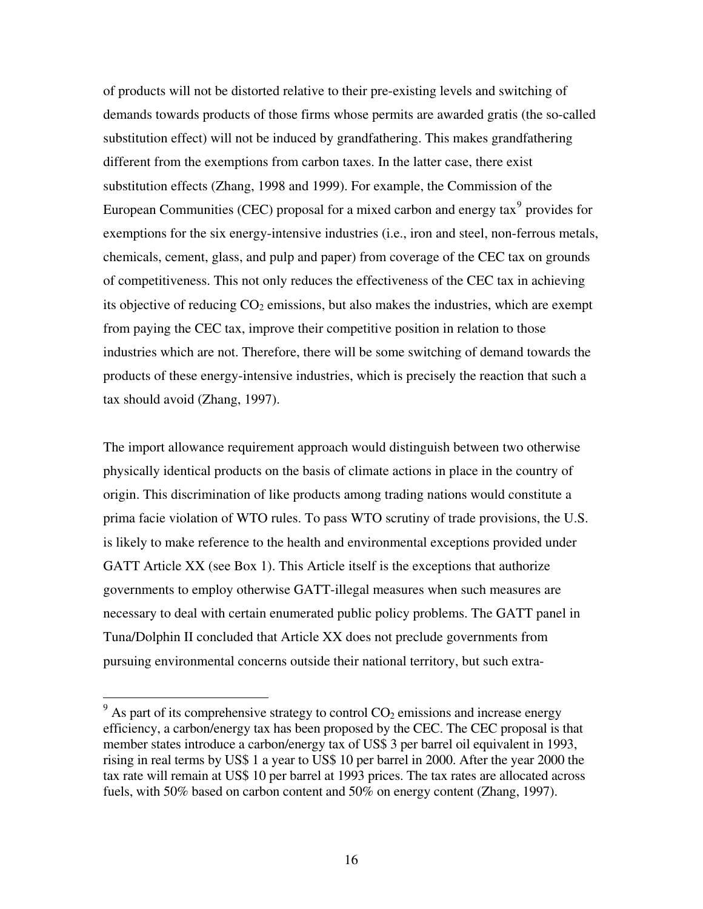of products will not be distorted relative to their pre-existing levels and switching of demands towards products of those firms whose permits are awarded gratis (the so-called substitution effect) will not be induced by grandfathering. This makes grandfathering different from the exemptions from carbon taxes. In the latter case, there exist substitution effects (Zhang, 1998 and 1999). For example, the Commission of the European Communities (CEC) proposal for a mixed carbon and energy tax[9] provides for exemptions for the six energy-intensive industries (i.e., iron and steel, non-ferrous metals, chemicals, cement, glass, and pulp and paper) from coverage of the CEC tax on grounds of competitiveness. This not only reduces the effectiveness of the CEC tax in achieving its objective of reducing $CO_2$ emissions, but also makes the industries, which are exempt from paying the CEC tax, improve their competitive position in relation to those industries which are not. Therefore, there will be some switching of demand towards the products of these energy-intensive industries, which is precisely the reaction that such a tax should avoid (Zhang, 1997).

The import allowance requirement approach would distinguish between two otherwise physically identical products on the basis of climate actions in place in the country of origin. This discrimination of like products among trading nations would constitute a prima facie violation of WTO rules. To pass WTO scrutiny of trade provisions, the U.S. is likely to make reference to the health and environmental exceptions provided under GATT Article XX (see Box 1). This Article itself is the exceptions that authorize governments to employ otherwise GATT-illegal measures when such measures are necessary to deal with certain enumerated public policy problems. The GATT panel in Tuna/Dolphin II concluded that Article XX does not preclude governments from pursuing environmental concerns outside their national territory, but such extra-

---

[9] As part of its comprehensive strategy to control $CO_2$ emissions and increase energy efficiency, a carbon/energy tax has been proposed by the CEC. The CEC proposal is that member states introduce a carbon/energy tax of US$ 3 per barrel oil equivalent in 1993, rising in real terms by US$ 1 a year to US$ 10 per barrel in 2000. After the year 2000 the tax rate will remain at US$ 10 per barrel at 1993 prices. The tax rates are allocated across fuels, with 50% based on carbon content and 50% on energy content (Zhang, 1997).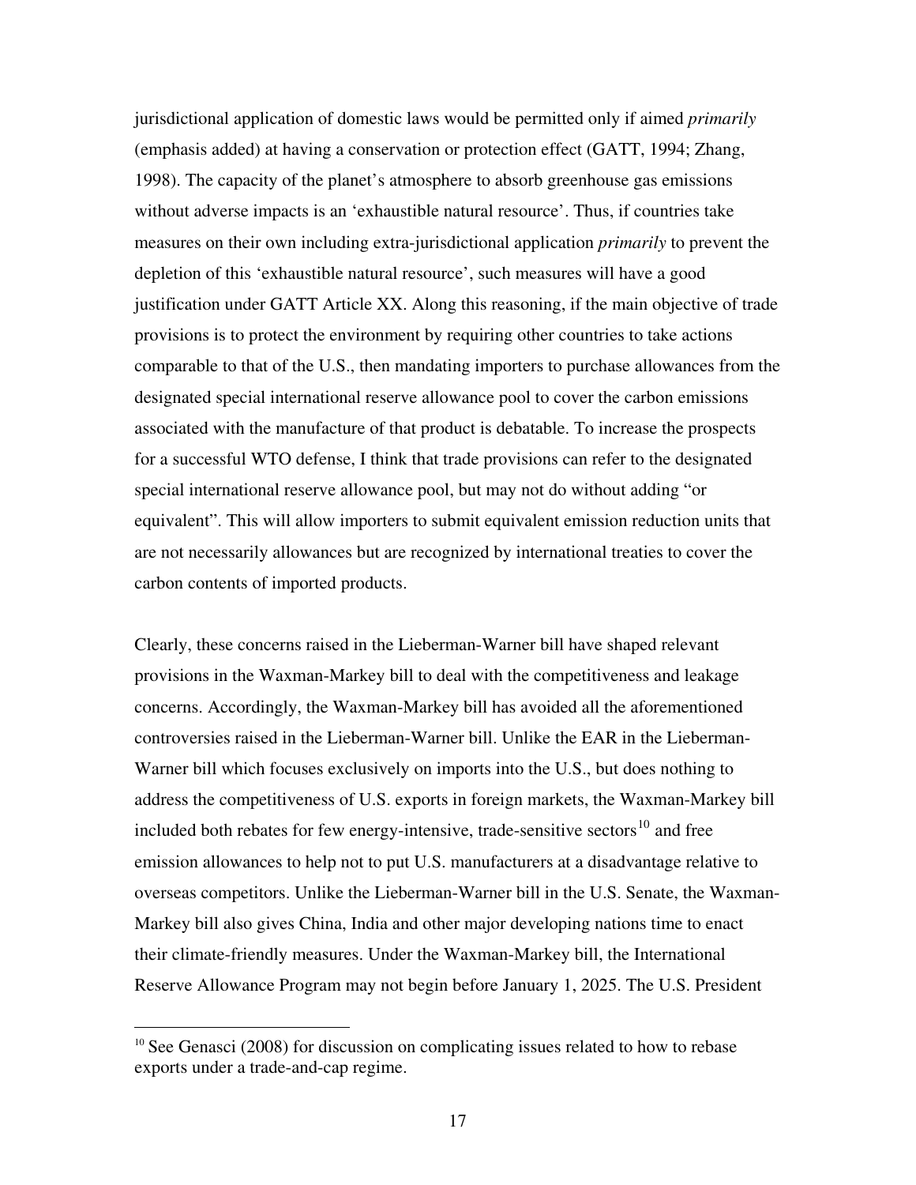jurisdictional application of domestic laws would be permitted only if aimed *primarily* (emphasis added) at having a conservation or protection effect (GATT, 1994; Zhang, 1998). The capacity of the planet's atmosphere to absorb greenhouse gas emissions without adverse impacts is an 'exhaustible natural resource'. Thus, if countries take measures on their own including extra-jurisdictional application *primarily* to prevent the depletion of this 'exhaustible natural resource', such measures will have a good justification under GATT Article XX. Along this reasoning, if the main objective of trade provisions is to protect the environment by requiring other countries to take actions comparable to that of the U.S., then mandating importers to purchase allowances from the designated special international reserve allowance pool to cover the carbon emissions associated with the manufacture of that product is debatable. To increase the prospects for a successful WTO defense, I think that trade provisions can refer to the designated special international reserve allowance pool, but may not do without adding "or equivalent". This will allow importers to submit equivalent emission reduction units that are not necessarily allowances but are recognized by international treaties to cover the carbon contents of imported products.

Clearly, these concerns raised in the Lieberman-Warner bill have shaped relevant provisions in the Waxman-Markey bill to deal with the competitiveness and leakage concerns. Accordingly, the Waxman-Markey bill has avoided all the aforementioned controversies raised in the Lieberman-Warner bill. Unlike the EAR in the Lieberman-Warner bill which focuses exclusively on imports into the U.S., but does nothing to address the competitiveness of U.S. exports in foreign markets, the Waxman-Markey bill included both rebates for few energy-intensive, trade-sensitive sectors[10] and free emission allowances to help not to put U.S. manufacturers at a disadvantage relative to overseas competitors. Unlike the Lieberman-Warner bill in the U.S. Senate, the Waxman-Markey bill also gives China, India and other major developing nations time to enact their climate-friendly measures. Under the Waxman-Markey bill, the International Reserve Allowance Program may not begin before January 1, 2025. The U.S. President

[10] See Genasci (2008) for discussion on complicating issues related to how to rebase exports under a trade-and-cap regime.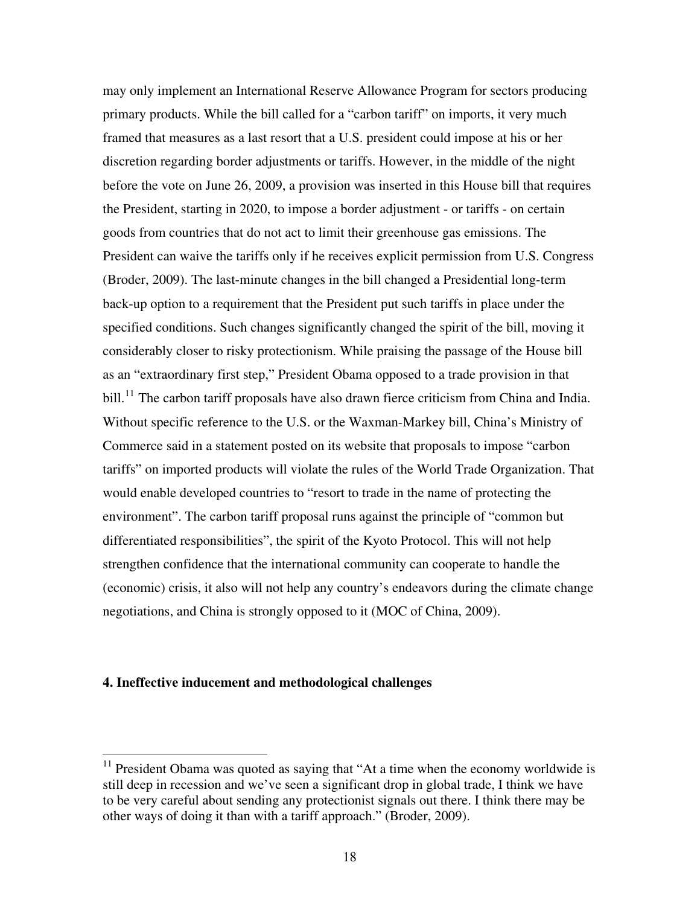may only implement an International Reserve Allowance Program for sectors producing primary products. While the bill called for a "carbon tariff" on imports, it very much framed that measures as a last resort that a U.S. president could impose at his or her discretion regarding border adjustments or tariffs. However, in the middle of the night before the vote on June 26, 2009, a provision was inserted in this House bill that requires the President, starting in 2020, to impose a border adjustment - or tariffs - on certain goods from countries that do not act to limit their greenhouse gas emissions. The President can waive the tariffs only if he receives explicit permission from U.S. Congress (Broder, 2009). The last-minute changes in the bill changed a Presidential long-term back-up option to a requirement that the President put such tariffs in place under the specified conditions. Such changes significantly changed the spirit of the bill, moving it considerably closer to risky protectionism. While praising the passage of the House bill as an "extraordinary first step," President Obama opposed to a trade provision in that bill.[11] The carbon tariff proposals have also drawn fierce criticism from China and India. Without specific reference to the U.S. or the Waxman-Markey bill, China's Ministry of Commerce said in a statement posted on its website that proposals to impose "carbon tariffs" on imported products will violate the rules of the World Trade Organization. That would enable developed countries to "resort to trade in the name of protecting the environment". The carbon tariff proposal runs against the principle of "common but differentiated responsibilities", the spirit of the Kyoto Protocol. This will not help strengthen confidence that the international community can cooperate to handle the (economic) crisis, it also will not help any country's endeavors during the climate change negotiations, and China is strongly opposed to it (MOC of China, 2009).

**4. Ineffective inducement and methodological challenges**

[11] President Obama was quoted as saying that "At a time when the economy worldwide is still deep in recession and we've seen a significant drop in global trade, I think we have to be very careful about sending any protectionist signals out there. I think there may be other ways of doing it than with a tariff approach." (Broder, 2009).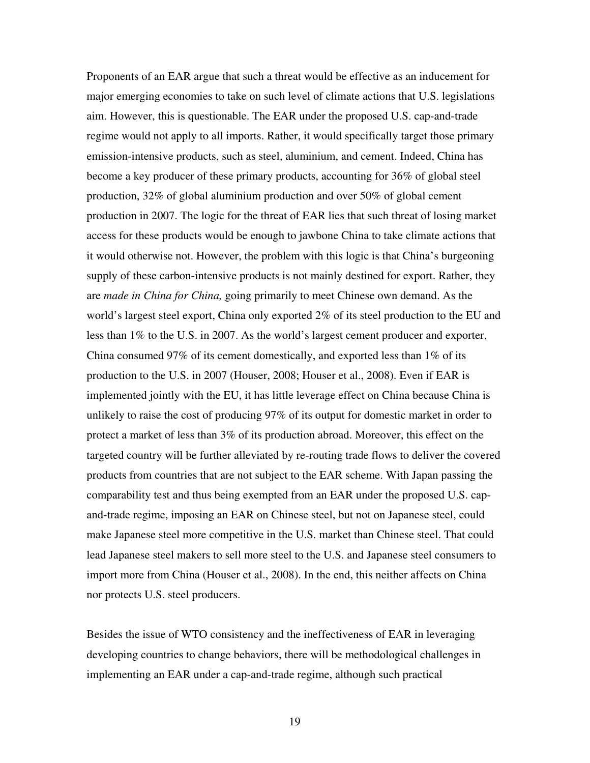Proponents of an EAR argue that such a threat would be effective as an inducement for major emerging economies to take on such level of climate actions that U.S. legislations aim. However, this is questionable. The EAR under the proposed U.S. cap-and-trade regime would not apply to all imports. Rather, it would specifically target those primary emission-intensive products, such as steel, aluminium, and cement. Indeed, China has become a key producer of these primary products, accounting for 36% of global steel production, 32% of global aluminium production and over 50% of global cement production in 2007. The logic for the threat of EAR lies that such threat of losing market access for these products would be enough to jawbone China to take climate actions that it would otherwise not. However, the problem with this logic is that China's burgeoning supply of these carbon-intensive products is not mainly destined for export. Rather, they are *made in China for China,* going primarily to meet Chinese own demand. As the world's largest steel export, China only exported 2% of its steel production to the EU and less than 1% to the U.S. in 2007. As the world's largest cement producer and exporter, China consumed 97% of its cement domestically, and exported less than 1% of its production to the U.S. in 2007 (Houser, 2008; Houser et al., 2008). Even if EAR is implemented jointly with the EU, it has little leverage effect on China because China is unlikely to raise the cost of producing 97% of its output for domestic market in order to protect a market of less than 3% of its production abroad. Moreover, this effect on the targeted country will be further alleviated by re-routing trade flows to deliver the covered products from countries that are not subject to the EAR scheme. With Japan passing the comparability test and thus being exempted from an EAR under the proposed U.S. cap-and-trade regime, imposing an EAR on Chinese steel, but not on Japanese steel, could make Japanese steel more competitive in the U.S. market than Chinese steel. That could lead Japanese steel makers to sell more steel to the U.S. and Japanese steel consumers to import more from China (Houser et al., 2008). In the end, this neither affects on China nor protects U.S. steel producers.

Besides the issue of WTO consistency and the ineffectiveness of EAR in leveraging developing countries to change behaviors, there will be methodological challenges in implementing an EAR under a cap-and-trade regime, although such practical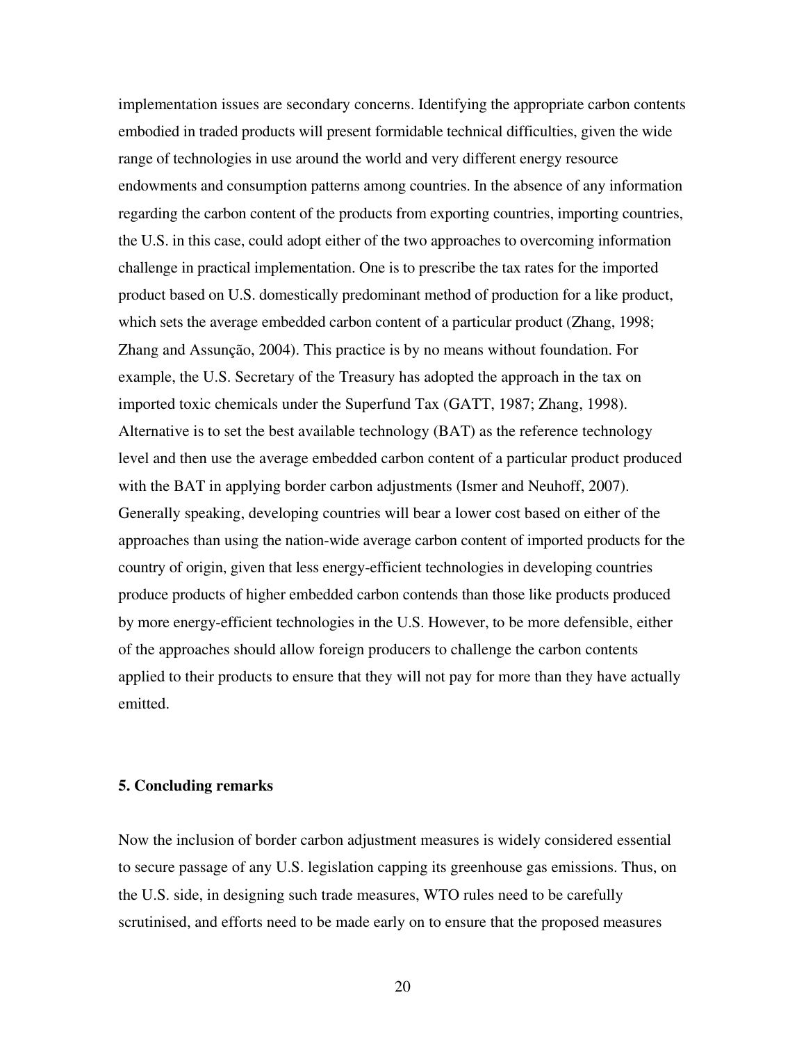implementation issues are secondary concerns. Identifying the appropriate carbon contents embodied in traded products will present formidable technical difficulties, given the wide range of technologies in use around the world and very different energy resource endowments and consumption patterns among countries. In the absence of any information regarding the carbon content of the products from exporting countries, importing countries, the U.S. in this case, could adopt either of the two approaches to overcoming information challenge in practical implementation. One is to prescribe the tax rates for the imported product based on U.S. domestically predominant method of production for a like product, which sets the average embedded carbon content of a particular product (Zhang, 1998; Zhang and Assunção, 2004). This practice is by no means without foundation. For example, the U.S. Secretary of the Treasury has adopted the approach in the tax on imported toxic chemicals under the Superfund Tax (GATT, 1987; Zhang, 1998). Alternative is to set the best available technology (BAT) as the reference technology level and then use the average embedded carbon content of a particular product produced with the BAT in applying border carbon adjustments (Ismer and Neuhoff, 2007). Generally speaking, developing countries will bear a lower cost based on either of the approaches than using the nation-wide average carbon content of imported products for the country of origin, given that less energy-efficient technologies in developing countries produce products of higher embedded carbon contends than those like products produced by more energy-efficient technologies in the U.S. However, to be more defensible, either of the approaches should allow foreign producers to challenge the carbon contents applied to their products to ensure that they will not pay for more than they have actually emitted.

## 5. Concluding remarks

Now the inclusion of border carbon adjustment measures is widely considered essential to secure passage of any U.S. legislation capping its greenhouse gas emissions. Thus, on the U.S. side, in designing such trade measures, WTO rules need to be carefully scrutinised, and efforts need to be made early on to ensure that the proposed measures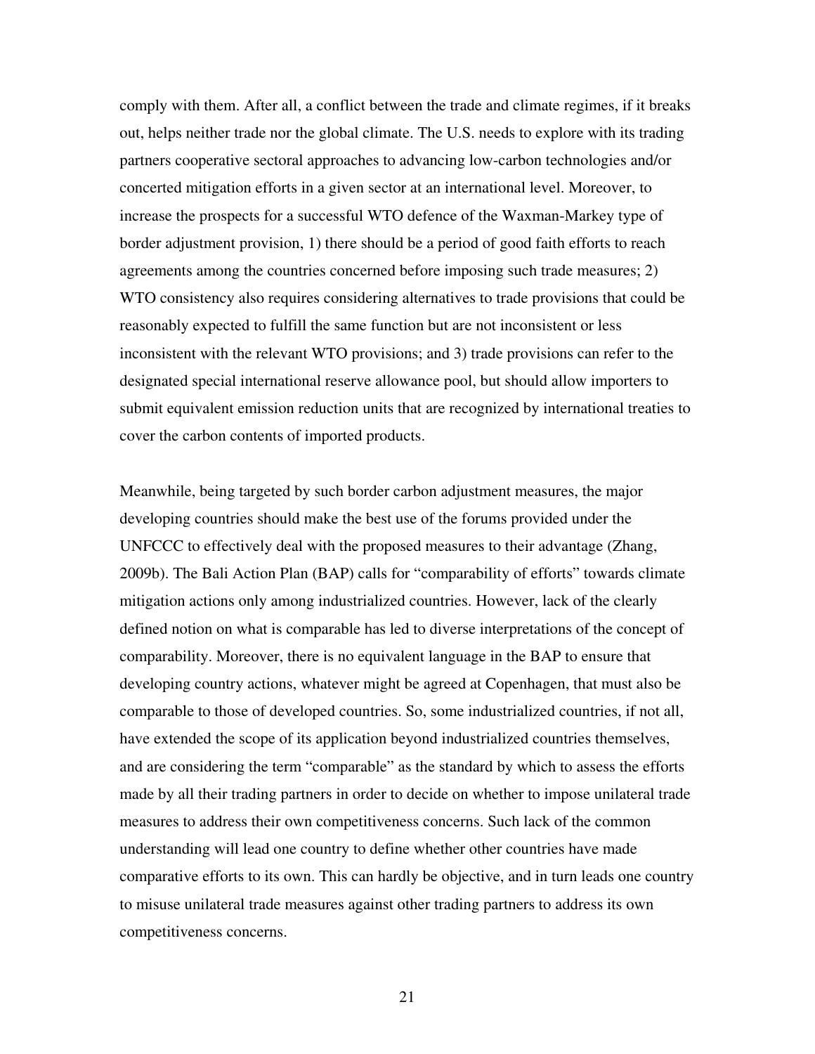comply with them. After all, a conflict between the trade and climate regimes, if it breaks out, helps neither trade nor the global climate. The U.S. needs to explore with its trading partners cooperative sectoral approaches to advancing low-carbon technologies and/or concerted mitigation efforts in a given sector at an international level. Moreover, to increase the prospects for a successful WTO defence of the Waxman-Markey type of border adjustment provision, 1) there should be a period of good faith efforts to reach agreements among the countries concerned before imposing such trade measures; 2) WTO consistency also requires considering alternatives to trade provisions that could be reasonably expected to fulfill the same function but are not inconsistent or less inconsistent with the relevant WTO provisions; and 3) trade provisions can refer to the designated special international reserve allowance pool, but should allow importers to submit equivalent emission reduction units that are recognized by international treaties to cover the carbon contents of imported products.

Meanwhile, being targeted by such border carbon adjustment measures, the major developing countries should make the best use of the forums provided under the UNFCCC to effectively deal with the proposed measures to their advantage (Zhang, 2009b). The Bali Action Plan (BAP) calls for "comparability of efforts" towards climate mitigation actions only among industrialized countries. However, lack of the clearly defined notion on what is comparable has led to diverse interpretations of the concept of comparability. Moreover, there is no equivalent language in the BAP to ensure that developing country actions, whatever might be agreed at Copenhagen, that must also be comparable to those of developed countries. So, some industrialized countries, if not all, have extended the scope of its application beyond industrialized countries themselves, and are considering the term "comparable" as the standard by which to assess the efforts made by all their trading partners in order to decide on whether to impose unilateral trade measures to address their own competitiveness concerns. Such lack of the common understanding will lead one country to define whether other countries have made comparative efforts to its own. This can hardly be objective, and in turn leads one country to misuse unilateral trade measures against other trading partners to address its own competitiveness concerns.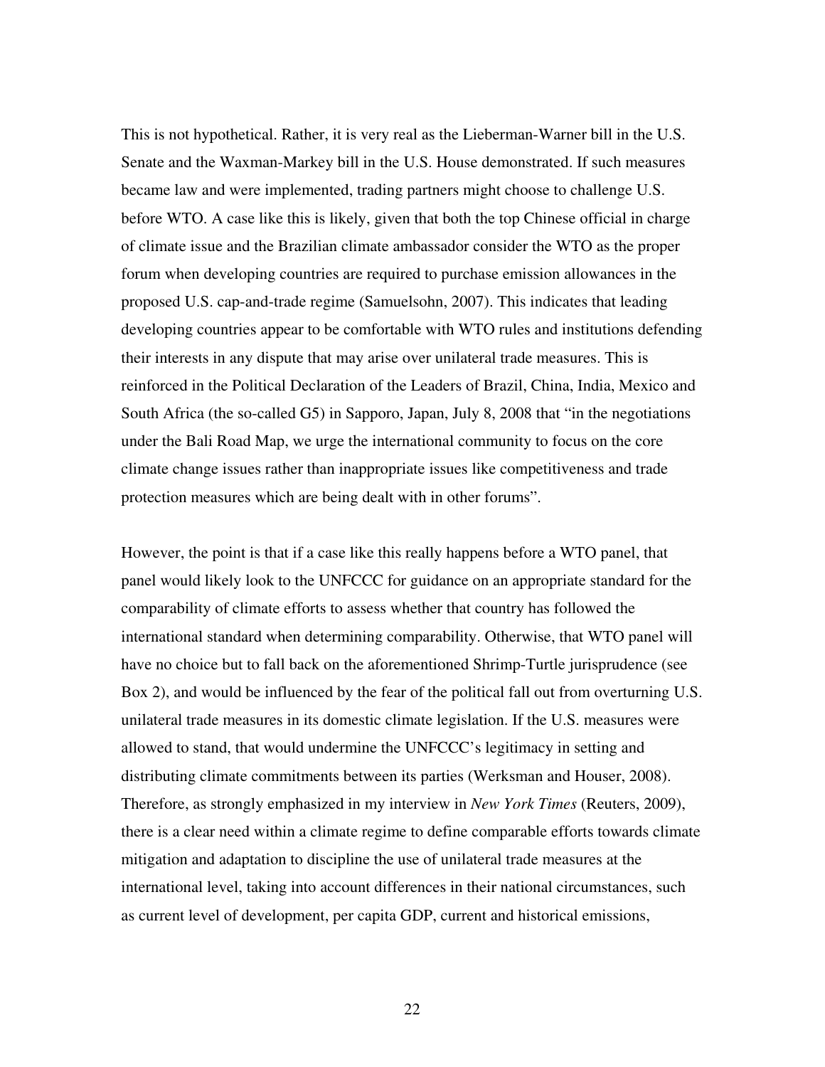This is not hypothetical. Rather, it is very real as the Lieberman-Warner bill in the U.S. Senate and the Waxman-Markey bill in the U.S. House demonstrated. If such measures became law and were implemented, trading partners might choose to challenge U.S. before WTO. A case like this is likely, given that both the top Chinese official in charge of climate issue and the Brazilian climate ambassador consider the WTO as the proper forum when developing countries are required to purchase emission allowances in the proposed U.S. cap-and-trade regime (Samuelsohn, 2007). This indicates that leading developing countries appear to be comfortable with WTO rules and institutions defending their interests in any dispute that may arise over unilateral trade measures. This is reinforced in the Political Declaration of the Leaders of Brazil, China, India, Mexico and South Africa (the so-called G5) in Sapporo, Japan, July 8, 2008 that "in the negotiations under the Bali Road Map, we urge the international community to focus on the core climate change issues rather than inappropriate issues like competitiveness and trade protection measures which are being dealt with in other forums".

However, the point is that if a case like this really happens before a WTO panel, that panel would likely look to the UNFCCC for guidance on an appropriate standard for the comparability of climate efforts to assess whether that country has followed the international standard when determining comparability. Otherwise, that WTO panel will have no choice but to fall back on the aforementioned Shrimp-Turtle jurisprudence (see Box 2), and would be influenced by the fear of the political fall out from overturning U.S. unilateral trade measures in its domestic climate legislation. If the U.S. measures were allowed to stand, that would undermine the UNFCCC's legitimacy in setting and distributing climate commitments between its parties (Werksman and Houser, 2008). Therefore, as strongly emphasized in my interview in *New York Times* (Reuters, 2009), there is a clear need within a climate regime to define comparable efforts towards climate mitigation and adaptation to discipline the use of unilateral trade measures at the international level, taking into account differences in their national circumstances, such as current level of development, per capita GDP, current and historical emissions,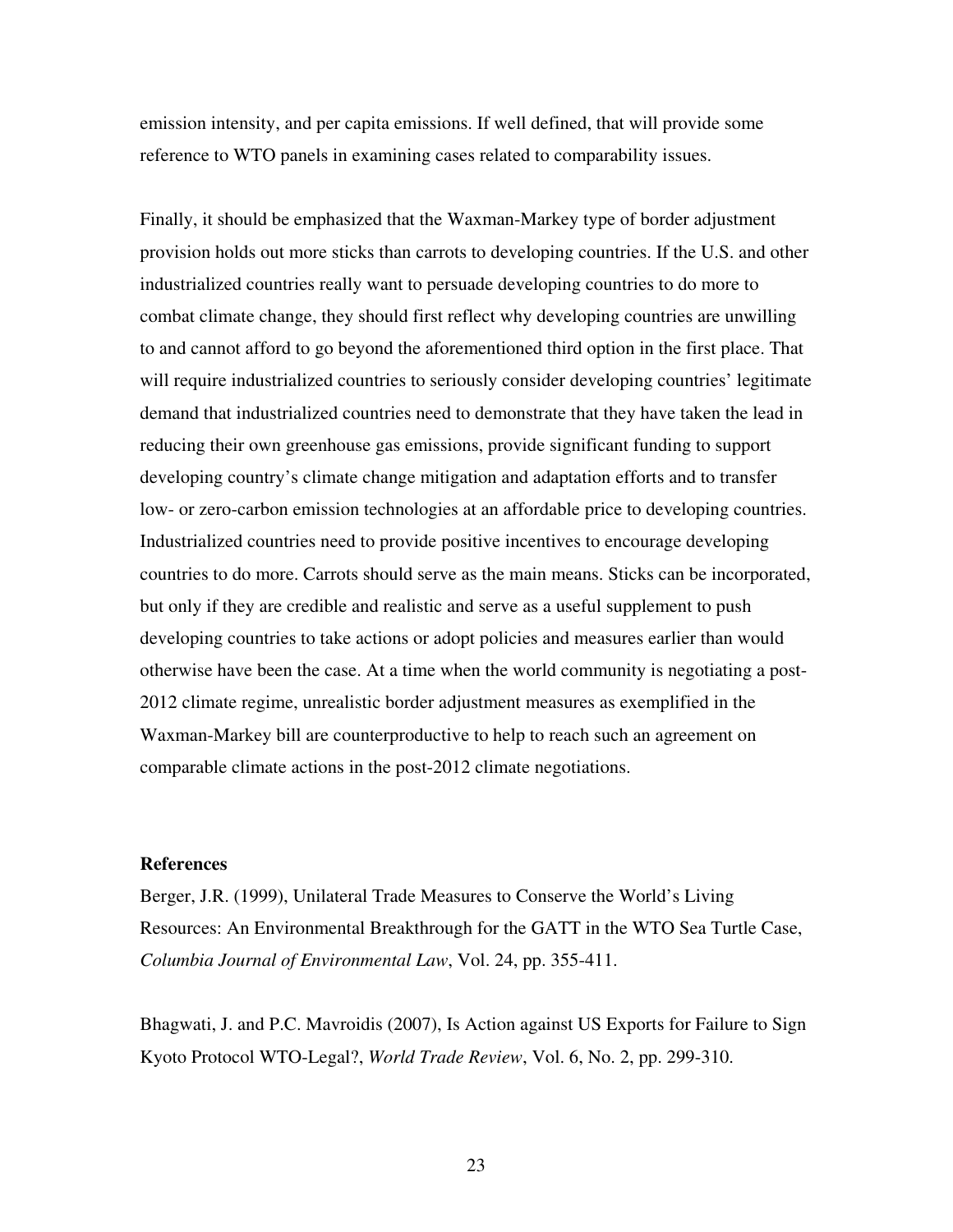emission intensity, and per capita emissions. If well defined, that will provide some reference to WTO panels in examining cases related to comparability issues.

Finally, it should be emphasized that the Waxman-Markey type of border adjustment provision holds out more sticks than carrots to developing countries. If the U.S. and other industrialized countries really want to persuade developing countries to do more to combat climate change, they should first reflect why developing countries are unwilling to and cannot afford to go beyond the aforementioned third option in the first place. That will require industrialized countries to seriously consider developing countries' legitimate demand that industrialized countries need to demonstrate that they have taken the lead in reducing their own greenhouse gas emissions, provide significant funding to support developing country's climate change mitigation and adaptation efforts and to transfer low- or zero-carbon emission technologies at an affordable price to developing countries. Industrialized countries need to provide positive incentives to encourage developing countries to do more. Carrots should serve as the main means. Sticks can be incorporated, but only if they are credible and realistic and serve as a useful supplement to push developing countries to take actions or adopt policies and measures earlier than would otherwise have been the case. At a time when the world community is negotiating a post-2012 climate regime, unrealistic border adjustment measures as exemplified in the Waxman-Markey bill are counterproductive to help to reach such an agreement on comparable climate actions in the post-2012 climate negotiations.

## References

Berger, J.R. (1999), Unilateral Trade Measures to Conserve the World's Living Resources: An Environmental Breakthrough for the GATT in the WTO Sea Turtle Case, *Columbia Journal of Environmental Law*, Vol. 24, pp. 355-411.

Bhagwati, J. and P.C. Mavroidis (2007), Is Action against US Exports for Failure to Sign Kyoto Protocol WTO-Legal?, *World Trade Review*, Vol. 6, No. 2, pp. 299-310.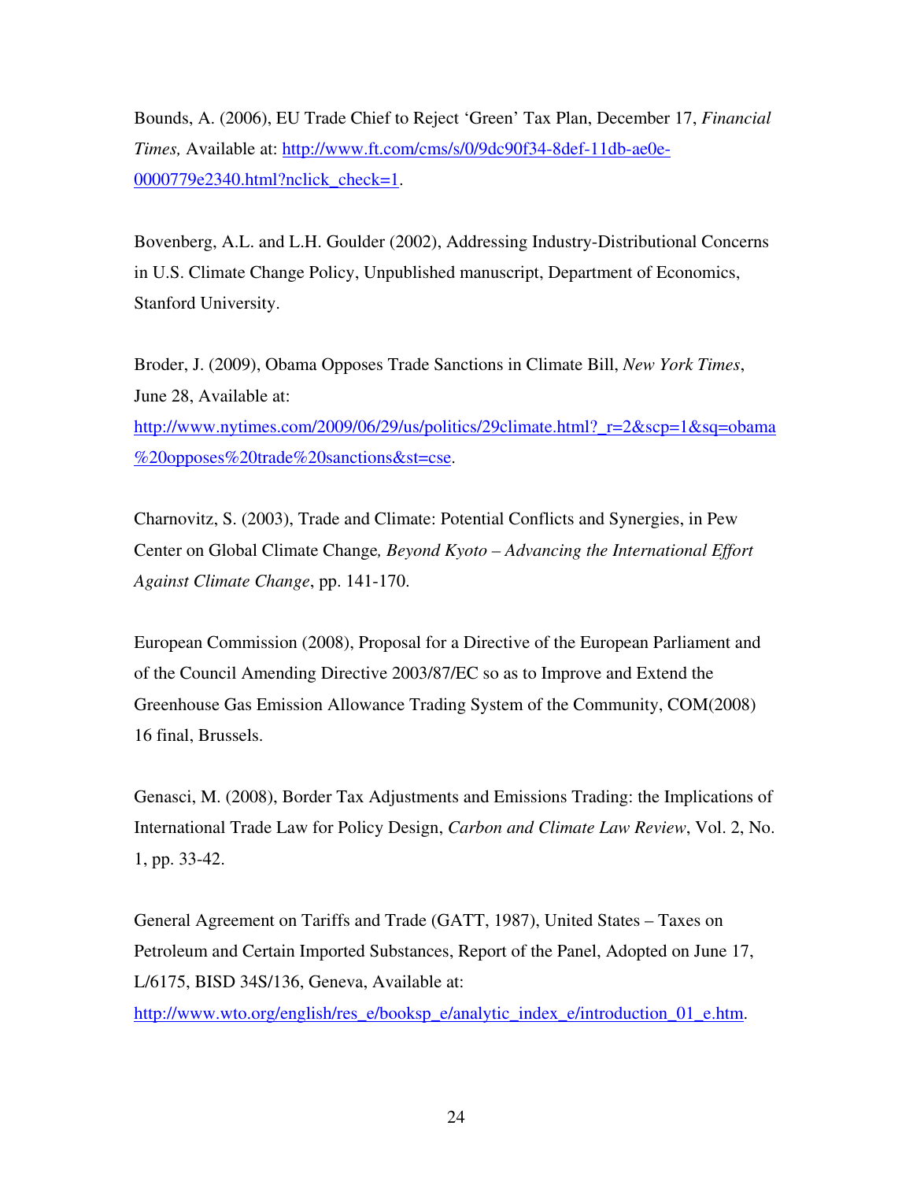Bounds, A. (2006), EU Trade Chief to Reject 'Green' Tax Plan, December 17, *Financial Times,* Available at: http://www.ft.com/cms/s/0/9dc90f34-8def-11db-ae0e-0000779e2340.html?nclick_check=1.

Bovenberg, A.L. and L.H. Goulder (2002), Addressing Industry-Distributional Concerns in U.S. Climate Change Policy, Unpublished manuscript, Department of Economics, Stanford University.

Broder, J. (2009), Obama Opposes Trade Sanctions in Climate Bill, *New York Times*, June 28, Available at: http://www.nytimes.com/2009/06/29/us/politics/29climate.html?_r=2&scp=1&sq=obama%20opposes%20trade%20sanctions&st=cse.

Charnovitz, S. (2003), Trade and Climate: Potential Conflicts and Synergies, in Pew Center on Global Climate Change*, Beyond Kyoto – Advancing the International Effort Against Climate Change*, pp. 141-170.

European Commission (2008), Proposal for a Directive of the European Parliament and of the Council Amending Directive 2003/87/EC so as to Improve and Extend the Greenhouse Gas Emission Allowance Trading System of the Community, COM(2008) 16 final, Brussels.

Genasci, M. (2008), Border Tax Adjustments and Emissions Trading: the Implications of International Trade Law for Policy Design, *Carbon and Climate Law Review*, Vol. 2, No. 1, pp. 33-42.

General Agreement on Tariffs and Trade (GATT, 1987), United States – Taxes on Petroleum and Certain Imported Substances, Report of the Panel, Adopted on June 17, L/6175, BISD 34S/136, Geneva, Available at: http://www.wto.org/english/res_e/booksp_e/analytic_index_e/introduction_01_e.htm.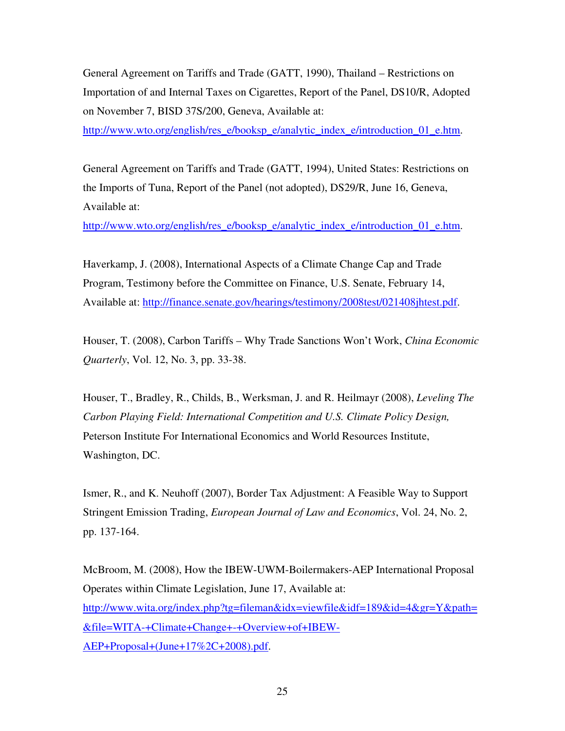General Agreement on Tariffs and Trade (GATT, 1990), Thailand – Restrictions on Importation of and Internal Taxes on Cigarettes, Report of the Panel, DS10/R, Adopted on November 7, BISD 37S/200, Geneva, Available at: http://www.wto.org/english/res_e/booksp_e/analytic_index_e/introduction_01_e.htm.

General Agreement on Tariffs and Trade (GATT, 1994), United States: Restrictions on the Imports of Tuna, Report of the Panel (not adopted), DS29/R, June 16, Geneva, Available at: http://www.wto.org/english/res_e/booksp_e/analytic_index_e/introduction_01_e.htm.

Haverkamp, J. (2008), International Aspects of a Climate Change Cap and Trade Program, Testimony before the Committee on Finance, U.S. Senate, February 14, Available at: http://finance.senate.gov/hearings/testimony/2008test/021408jhtest.pdf.

Houser, T. (2008), Carbon Tariffs – Why Trade Sanctions Won't Work, *China Economic Quarterly*, Vol. 12, No. 3, pp. 33-38.

Houser, T., Bradley, R., Childs, B., Werksman, J. and R. Heilmayr (2008), *Leveling The Carbon Playing Field: International Competition and U.S. Climate Policy Design,* Peterson Institute For International Economics and World Resources Institute, Washington, DC.

Ismer, R., and K. Neuhoff (2007), Border Tax Adjustment: A Feasible Way to Support Stringent Emission Trading, *European Journal of Law and Economics*, Vol. 24, No. 2, pp. 137-164.

McBroom, M. (2008), How the IBEW-UWM-Boilermakers-AEP International Proposal Operates within Climate Legislation, June 17, Available at: http://www.wita.org/index.php?tg=fileman&idx=viewfile&idf=189&id=4&gr=Y&path=&file=WITA-+Climate+Change+-+Overview+of+IBEW-AEP+Proposal+(June+17%2C+2008).pdf.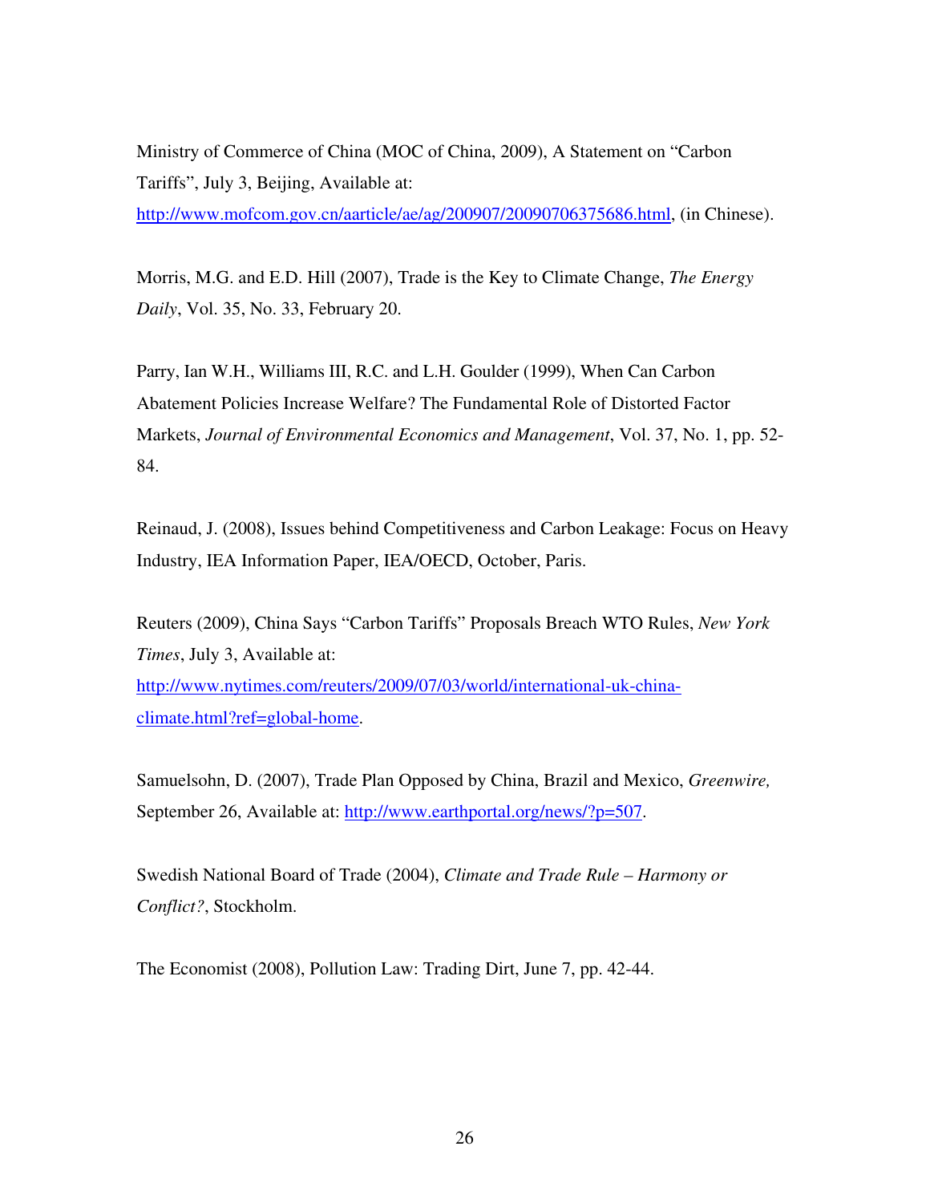Ministry of Commerce of China (MOC of China, 2009), A Statement on "Carbon Tariffs", July 3, Beijing, Available at: http://www.mofcom.gov.cn/aarticle/ae/ag/200907/20090706375686.html, (in Chinese).

Morris, M.G. and E.D. Hill (2007), Trade is the Key to Climate Change, *The Energy Daily*, Vol. 35, No. 33, February 20.

Parry, Ian W.H., Williams III, R.C. and L.H. Goulder (1999), When Can Carbon Abatement Policies Increase Welfare? The Fundamental Role of Distorted Factor Markets, *Journal of Environmental Economics and Management*, Vol. 37, No. 1, pp. 52-84.

Reinaud, J. (2008), Issues behind Competitiveness and Carbon Leakage: Focus on Heavy Industry, IEA Information Paper, IEA/OECD, October, Paris.

Reuters (2009), China Says "Carbon Tariffs" Proposals Breach WTO Rules, *New York Times*, July 3, Available at: http://www.nytimes.com/reuters/2009/07/03/world/international-uk-china-climate.html?ref=global-home.

Samuelsohn, D. (2007), Trade Plan Opposed by China, Brazil and Mexico, *Greenwire,* September 26, Available at: http://www.earthportal.org/news/?p=507.

Swedish National Board of Trade (2004), *Climate and Trade Rule – Harmony or Conflict?*, Stockholm.

The Economist (2008), Pollution Law: Trading Dirt, June 7, pp. 42-44.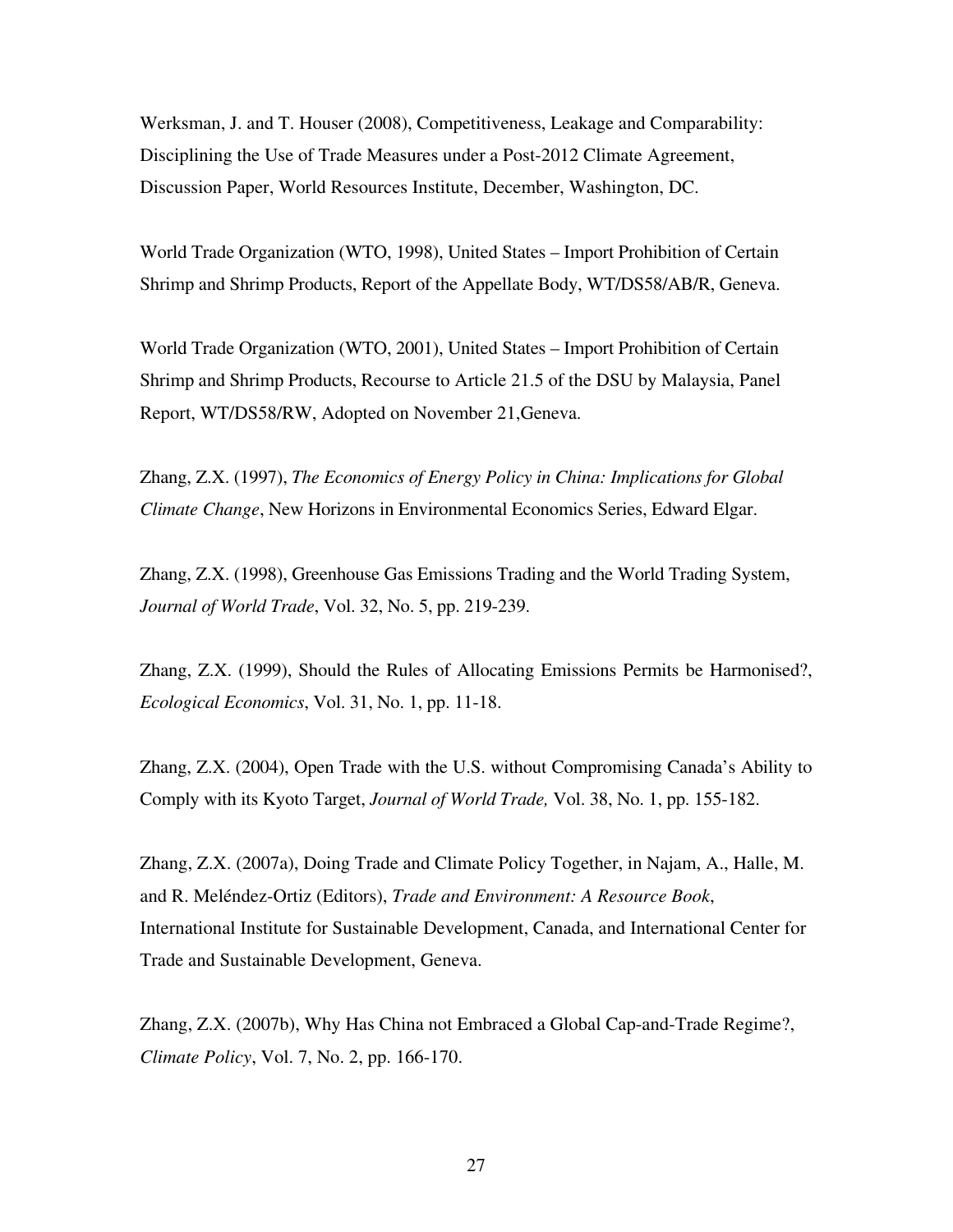Werksman, J. and T. Houser (2008), Competitiveness, Leakage and Comparability: Disciplining the Use of Trade Measures under a Post-2012 Climate Agreement, Discussion Paper, World Resources Institute, December, Washington, DC.

World Trade Organization (WTO, 1998), United States – Import Prohibition of Certain Shrimp and Shrimp Products, Report of the Appellate Body, WT/DS58/AB/R, Geneva.

World Trade Organization (WTO, 2001), United States – Import Prohibition of Certain Shrimp and Shrimp Products, Recourse to Article 21.5 of the DSU by Malaysia, Panel Report, WT/DS58/RW, Adopted on November 21,Geneva.

Zhang, Z.X. (1997), *The Economics of Energy Policy in China: Implications for Global Climate Change*, New Horizons in Environmental Economics Series, Edward Elgar.

Zhang, Z.X. (1998), Greenhouse Gas Emissions Trading and the World Trading System, *Journal of World Trade*, Vol. 32, No. 5, pp. 219-239.

Zhang, Z.X. (1999), Should the Rules of Allocating Emissions Permits be Harmonised?, *Ecological Economics*, Vol. 31, No. 1, pp. 11-18.

Zhang, Z.X. (2004), Open Trade with the U.S. without Compromising Canada's Ability to Comply with its Kyoto Target, *Journal of World Trade,* Vol. 38, No. 1, pp. 155-182.

Zhang, Z.X. (2007a), Doing Trade and Climate Policy Together, in Najam, A., Halle, M. and R. Meléndez-Ortiz (Editors), *Trade and Environment: A Resource Book*, International Institute for Sustainable Development, Canada, and International Center for Trade and Sustainable Development, Geneva.

Zhang, Z.X. (2007b), Why Has China not Embraced a Global Cap-and-Trade Regime?, *Climate Policy*, Vol. 7, No. 2, pp. 166-170.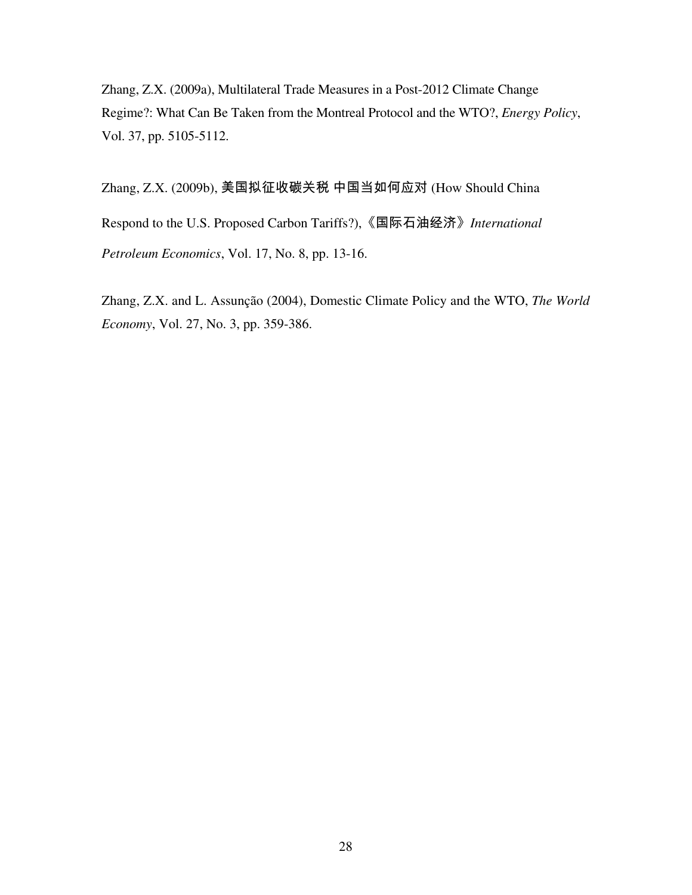Zhang, Z.X. (2009a), Multilateral Trade Measures in a Post-2012 Climate Change Regime?: What Can Be Taken from the Montreal Protocol and the WTO?, *Energy Policy*, Vol. 37, pp. 5105-5112.

Zhang, Z.X. (2009b), 美国拟征收碳关税 中国当如何应对 (How Should China Respond to the U.S. Proposed Carbon Tariffs?),《国际石油经济》*International Petroleum Economics*, Vol. 17, No. 8, pp. 13-16.

Zhang, Z.X. and L. Assunção (2004), Domestic Climate Policy and the WTO, *The World Economy*, Vol. 27, No. 3, pp. 359-386.